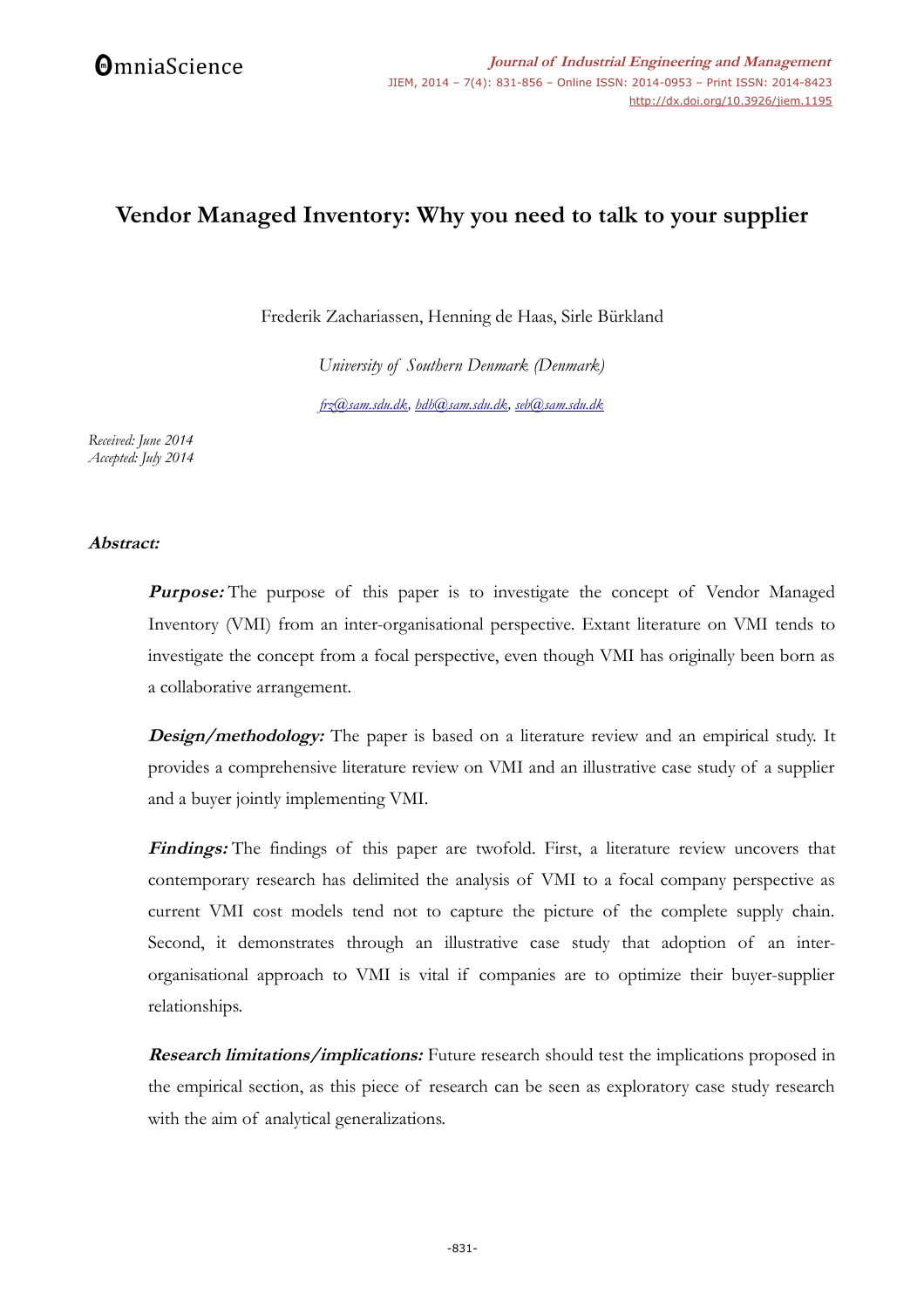# Vendor Managed Inventory: Why you need to talk to your supplier

Frederik Zachariassen, Henning de Haas, Sirle Bürkland

*University of Southern Denmark (Denmark)*

*frz@sam.sdu.dk, hdh@sam.sdu.dk, seb@sam.sdu.dk*

*Received: June 2014*
*Accepted: July 2014*

**Abstract:**

***Purpose:*** The purpose of this paper is to investigate the concept of Vendor Managed Inventory (VMI) from an inter-organisational perspective. Extant literature on VMI tends to investigate the concept from a focal perspective, even though VMI has originally been born as a collaborative arrangement.

***Design/methodology:*** The paper is based on a literature review and an empirical study. It provides a comprehensive literature review on VMI and an illustrative case study of a supplier and a buyer jointly implementing VMI.

***Findings:*** The findings of this paper are twofold. First, a literature review uncovers that contemporary research has delimited the analysis of VMI to a focal company perspective as current VMI cost models tend not to capture the picture of the complete supply chain. Second, it demonstrates through an illustrative case study that adoption of an inter-organisational approach to VMI is vital if companies are to optimize their buyer-supplier relationships.

***Research limitations/implications:*** Future research should test the implications proposed in the empirical section, as this piece of research can be seen as exploratory case study research with the aim of analytical generalizations.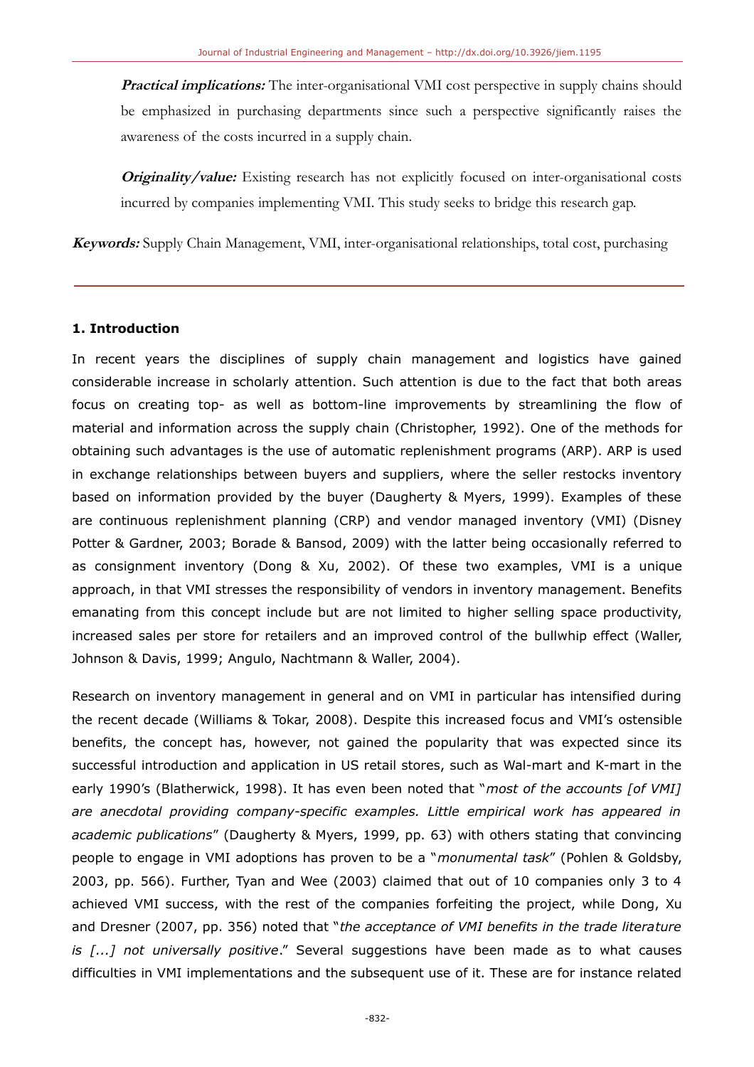**Practical implications:** The inter-organisational VMI cost perspective in supply chains should be emphasized in purchasing departments since such a perspective significantly raises the awareness of the costs incurred in a supply chain.

**Originality/value:** Existing research has not explicitly focused on inter-organisational costs incurred by companies implementing VMI. This study seeks to bridge this research gap.

**Keywords:** Supply Chain Management, VMI, inter-organisational relationships, total cost, purchasing

---

## 1. Introduction

In recent years the disciplines of supply chain management and logistics have gained considerable increase in scholarly attention. Such attention is due to the fact that both areas focus on creating top- as well as bottom-line improvements by streamlining the flow of material and information across the supply chain (Christopher, 1992). One of the methods for obtaining such advantages is the use of automatic replenishment programs (ARP). ARP is used in exchange relationships between buyers and suppliers, where the seller restocks inventory based on information provided by the buyer (Daugherty & Myers, 1999). Examples of these are continuous replenishment planning (CRP) and vendor managed inventory (VMI) (Disney Potter & Gardner, 2003; Borade & Bansod, 2009) with the latter being occasionally referred to as consignment inventory (Dong & Xu, 2002). Of these two examples, VMI is a unique approach, in that VMI stresses the responsibility of vendors in inventory management. Benefits emanating from this concept include but are not limited to higher selling space productivity, increased sales per store for retailers and an improved control of the bullwhip effect (Waller, Johnson & Davis, 1999; Angulo, Nachtmann & Waller, 2004).

Research on inventory management in general and on VMI in particular has intensified during the recent decade (Williams & Tokar, 2008). Despite this increased focus and VMI's ostensible benefits, the concept has, however, not gained the popularity that was expected since its successful introduction and application in US retail stores, such as Wal-mart and K-mart in the early 1990's (Blatherwick, 1998). It has even been noted that "*most of the accounts [of VMI] are anecdotal providing company-specific examples. Little empirical work has appeared in academic publications*" (Daugherty & Myers, 1999, pp. 63) with others stating that convincing people to engage in VMI adoptions has proven to be a "*monumental task*" (Pohlen & Goldsby, 2003, pp. 566). Further, Tyan and Wee (2003) claimed that out of 10 companies only 3 to 4 achieved VMI success, with the rest of the companies forfeiting the project, while Dong, Xu and Dresner (2007, pp. 356) noted that "*the acceptance of VMI benefits in the trade literature is [...] not universally positive*." Several suggestions have been made as to what causes difficulties in VMI implementations and the subsequent use of it. These are for instance related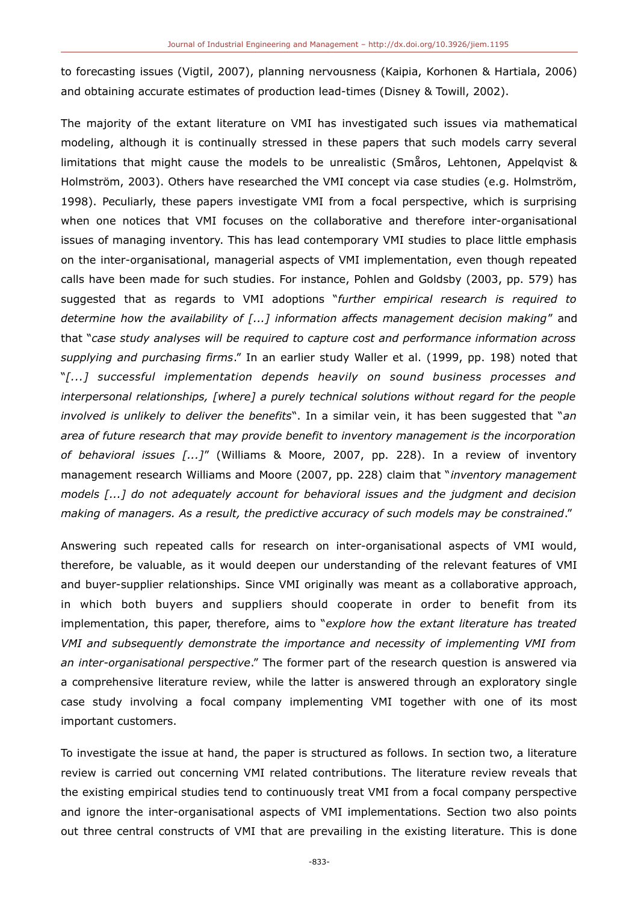to forecasting issues (Vigtil, 2007), planning nervousness (Kaipia, Korhonen & Hartiala, 2006) and obtaining accurate estimates of production lead-times (Disney & Towill, 2002).

The majority of the extant literature on VMI has investigated such issues via mathematical modeling, although it is continually stressed in these papers that such models carry several limitations that might cause the models to be unrealistic (Småros, Lehtonen, Appelqvist & Holmström, 2003). Others have researched the VMI concept via case studies (e.g. Holmström, 1998). Peculiarly, these papers investigate VMI from a focal perspective, which is surprising when one notices that VMI focuses on the collaborative and therefore inter-organisational issues of managing inventory. This has lead contemporary VMI studies to place little emphasis on the inter-organisational, managerial aspects of VMI implementation, even though repeated calls have been made for such studies. For instance, Pohlen and Goldsby (2003, pp. 579) has suggested that as regards to VMI adoptions "*further empirical research is required to determine how the availability of [...] information affects management decision making*" and that "*case study analyses will be required to capture cost and performance information across supplying and purchasing firms*." In an earlier study Waller et al. (1999, pp. 198) noted that "*[...] successful implementation depends heavily on sound business processes and interpersonal relationships, [where] a purely technical solutions without regard for the people involved is unlikely to deliver the benefits*". In a similar vein, it has been suggested that "*an area of future research that may provide benefit to inventory management is the incorporation of behavioral issues [...]*" (Williams & Moore, 2007, pp. 228). In a review of inventory management research Williams and Moore (2007, pp. 228) claim that "*inventory management models [...] do not adequately account for behavioral issues and the judgment and decision making of managers. As a result, the predictive accuracy of such models may be constrained*."

Answering such repeated calls for research on inter-organisational aspects of VMI would, therefore, be valuable, as it would deepen our understanding of the relevant features of VMI and buyer-supplier relationships. Since VMI originally was meant as a collaborative approach, in which both buyers and suppliers should cooperate in order to benefit from its implementation, this paper, therefore, aims to "*explore how the extant literature has treated VMI and subsequently demonstrate the importance and necessity of implementing VMI from an inter-organisational perspective*." The former part of the research question is answered via a comprehensive literature review, while the latter is answered through an exploratory single case study involving a focal company implementing VMI together with one of its most important customers.

To investigate the issue at hand, the paper is structured as follows. In section two, a literature review is carried out concerning VMI related contributions. The literature review reveals that the existing empirical studies tend to continuously treat VMI from a focal company perspective and ignore the inter-organisational aspects of VMI implementations. Section two also points out three central constructs of VMI that are prevailing in the existing literature. This is done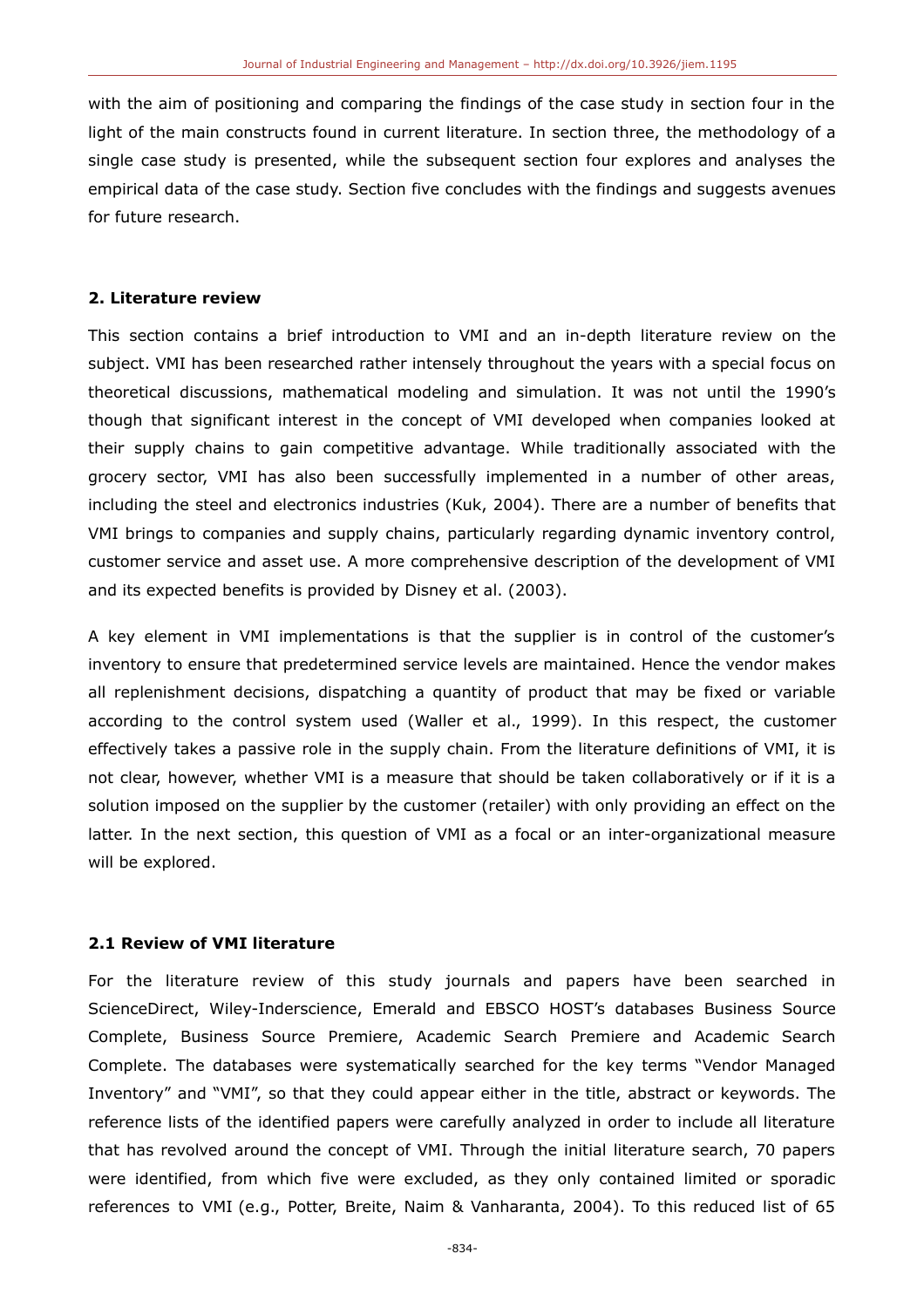with the aim of positioning and comparing the findings of the case study in section four in the light of the main constructs found in current literature. In section three, the methodology of a single case study is presented, while the subsequent section four explores and analyses the empirical data of the case study. Section five concludes with the findings and suggests avenues for future research.

## 2. Literature review

This section contains a brief introduction to VMI and an in-depth literature review on the subject. VMI has been researched rather intensely throughout the years with a special focus on theoretical discussions, mathematical modeling and simulation. It was not until the 1990's though that significant interest in the concept of VMI developed when companies looked at their supply chains to gain competitive advantage. While traditionally associated with the grocery sector, VMI has also been successfully implemented in a number of other areas, including the steel and electronics industries (Kuk, 2004). There are a number of benefits that VMI brings to companies and supply chains, particularly regarding dynamic inventory control, customer service and asset use. A more comprehensive description of the development of VMI and its expected benefits is provided by Disney et al. (2003).

A key element in VMI implementations is that the supplier is in control of the customer's inventory to ensure that predetermined service levels are maintained. Hence the vendor makes all replenishment decisions, dispatching a quantity of product that may be fixed or variable according to the control system used (Waller et al., 1999). In this respect, the customer effectively takes a passive role in the supply chain. From the literature definitions of VMI, it is not clear, however, whether VMI is a measure that should be taken collaboratively or if it is a solution imposed on the supplier by the customer (retailer) with only providing an effect on the latter. In the next section, this question of VMI as a focal or an inter-organizational measure will be explored.

### 2.1 Review of VMI literature

For the literature review of this study journals and papers have been searched in ScienceDirect, Wiley-Inderscience, Emerald and EBSCO HOST's databases Business Source Complete, Business Source Premiere, Academic Search Premiere and Academic Search Complete. The databases were systematically searched for the key terms "Vendor Managed Inventory" and "VMI", so that they could appear either in the title, abstract or keywords. The reference lists of the identified papers were carefully analyzed in order to include all literature that has revolved around the concept of VMI. Through the initial literature search, 70 papers were identified, from which five were excluded, as they only contained limited or sporadic references to VMI (e.g., Potter, Breite, Naim & Vanharanta, 2004). To this reduced list of 65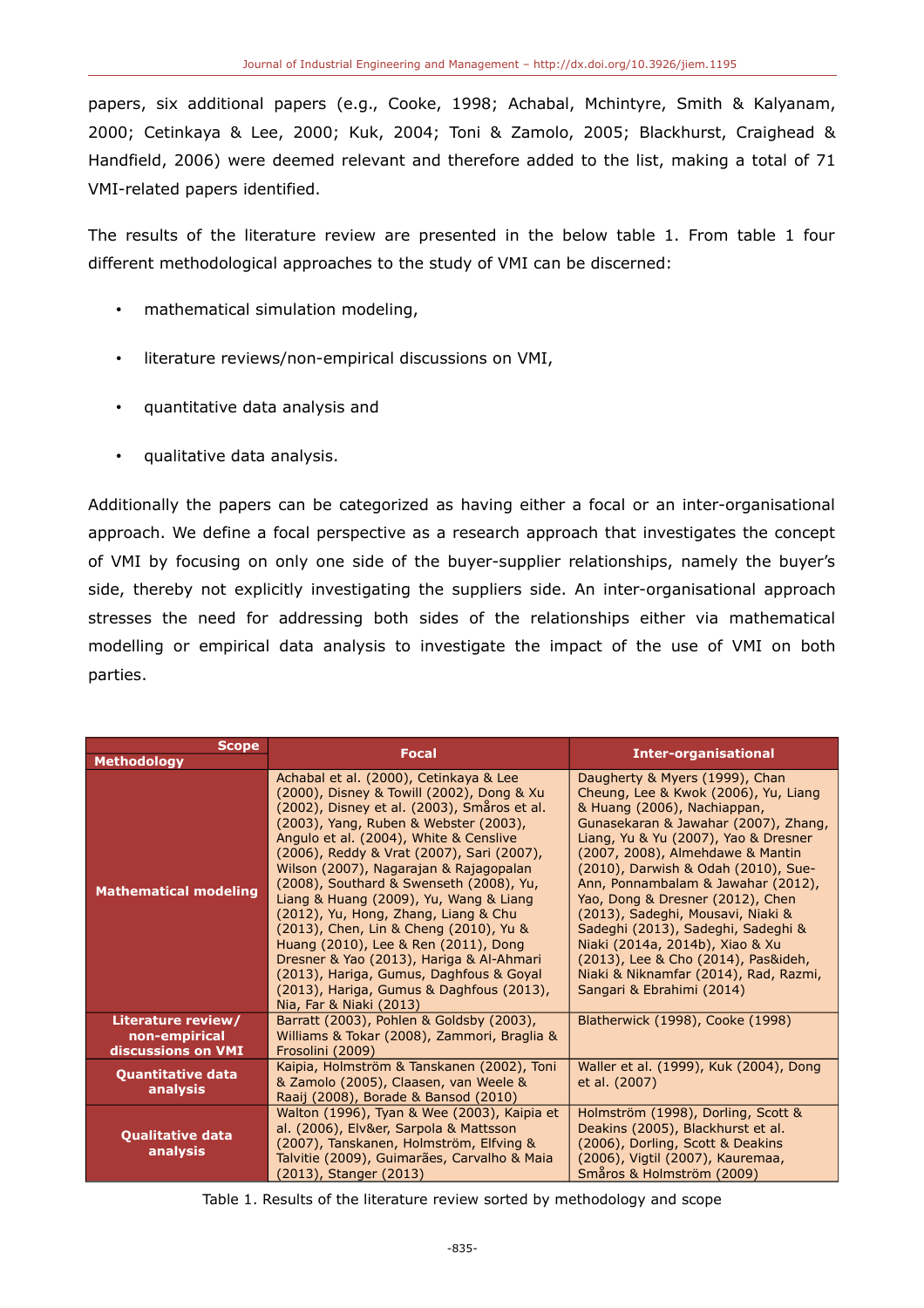papers, six additional papers (e.g., Cooke, 1998; Achabal, Mchintyre, Smith & Kalyanam, 2000; Cetinkaya & Lee, 2000; Kuk, 2004; Toni & Zamolo, 2005; Blackhurst, Craighead & Handfield, 2006) were deemed relevant and therefore added to the list, making a total of 71 VMI-related papers identified.

The results of the literature review are presented in the below table 1. From table 1 four different methodological approaches to the study of VMI can be discerned:

- mathematical simulation modeling,
- literature reviews/non-empirical discussions on VMI,
- quantitative data analysis and
- qualitative data analysis.

Additionally the papers can be categorized as having either a focal or an inter-organisational approach. We define a focal perspective as a research approach that investigates the concept of VMI by focusing on only one side of the buyer-supplier relationships, namely the buyer's side, thereby not explicitly investigating the suppliers side. An inter-organisational approach stresses the need for addressing both sides of the relationships either via mathematical modelling or empirical data analysis to investigate the impact of the use of VMI on both parties.

| Scope / Methodology | Focal | Inter-organisational |
|---|---|---|
| **Mathematical modeling** | Achabal et al. (2000), Cetinkaya & Lee (2000), Disney & Towill (2002), Dong & Xu (2002), Disney et al. (2003), Småros et al. (2003), Yang, Ruben & Webster (2003), Angulo et al. (2004), White & Censlive (2006), Reddy & Vrat (2007), Sari (2007), Wilson (2007), Nagarajan & Rajagopalan (2008), Southard & Swenseth (2008), Yu, Liang & Huang (2009), Yu, Wang & Liang (2012), Yu, Hong, Zhang, Liang & Chu (2013), Chen, Lin & Cheng (2010), Yu & Huang (2010), Lee & Ren (2011), Dong Dresner & Yao (2013), Hariga & Al-Ahmari (2013), Hariga, Gumus, Daghfous & Goyal (2013), Hariga, Gumus & Daghfous (2013), Nia, Far & Niaki (2013) | Daugherty & Myers (1999), Chan Cheung, Lee & Kwok (2006), Yu, Liang & Huang (2006), Nachiappan, Gunasekaran & Jawahar (2007), Zhang, Liang, Yu & Yu (2007), Yao & Dresner (2007, 2008), Almehdawe & Mantin (2010), Darwish & Odah (2010), Sue-Ann, Ponnambalam & Jawahar (2012), Yao, Dong & Dresner (2012), Chen (2013), Sadeghi, Mousavi, Niaki & Sadeghi (2013), Sadeghi, Sadeghi & Niaki (2014a, 2014b), Xiao & Xu (2013), Lee & Cho (2014), Pas&ideh, Niaki & Niknamfar (2014), Rad, Razmi, Sangari & Ebrahimi (2014) |
| **Literature review/ non-empirical discussions on VMI** | Barratt (2003), Pohlen & Goldsby (2003), Williams & Tokar (2008), Zammori, Braglia & Frosolini (2009) | Blatherwick (1998), Cooke (1998) |
| **Quantitative data analysis** | Kaipia, Holmström & Tanskanen (2002), Toni & Zamolo (2005), Claasen, van Weele & Raaij (2008), Borade & Bansod (2010) | Waller et al. (1999), Kuk (2004), Dong et al. (2007) |
| **Qualitative data analysis** | Walton (1996), Tyan & Wee (2003), Kaipia et al. (2006), Elv&er, Sarpola & Mattsson (2007), Tanskanen, Holmström, Elfving & Talvitie (2009), Guimarães, Carvalho & Maia (2013), Stanger (2013) | Holmström (1998), Dorling, Scott & Deakins (2005), Blackhurst et al. (2006), Dorling, Scott & Deakins (2006), Vigtil (2007), Kauremaa, Småros & Holmström (2009) |

Table 1. Results of the literature review sorted by methodology and scope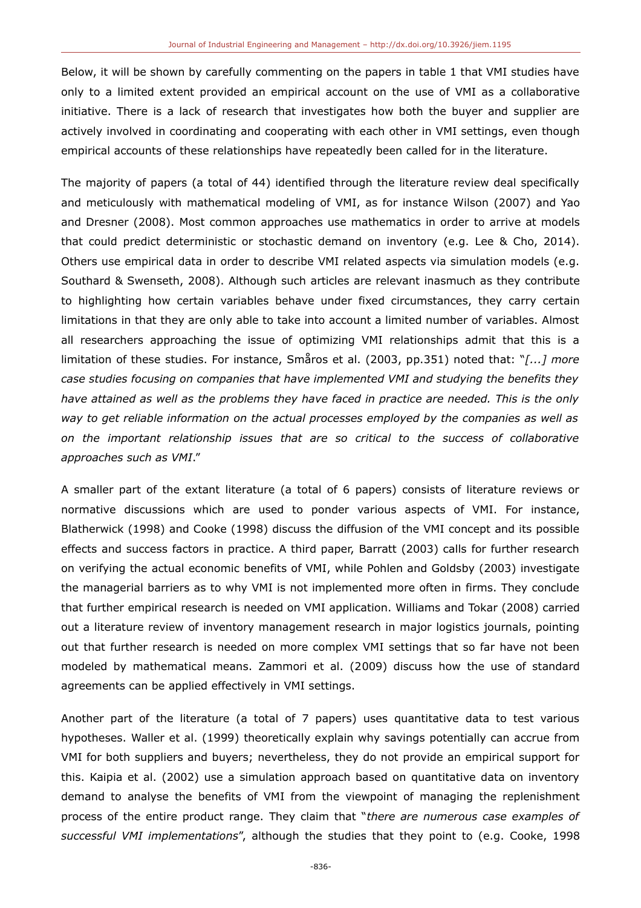Below, it will be shown by carefully commenting on the papers in table 1 that VMI studies have only to a limited extent provided an empirical account on the use of VMI as a collaborative initiative. There is a lack of research that investigates how both the buyer and supplier are actively involved in coordinating and cooperating with each other in VMI settings, even though empirical accounts of these relationships have repeatedly been called for in the literature.

The majority of papers (a total of 44) identified through the literature review deal specifically and meticulously with mathematical modeling of VMI, as for instance Wilson (2007) and Yao and Dresner (2008). Most common approaches use mathematics in order to arrive at models that could predict deterministic or stochastic demand on inventory (e.g. Lee & Cho, 2014). Others use empirical data in order to describe VMI related aspects via simulation models (e.g. Southard & Swenseth, 2008). Although such articles are relevant inasmuch as they contribute to highlighting how certain variables behave under fixed circumstances, they carry certain limitations in that they are only able to take into account a limited number of variables. Almost all researchers approaching the issue of optimizing VMI relationships admit that this is a limitation of these studies. For instance, Småros et al. (2003, pp.351) noted that: "*[...] more case studies focusing on companies that have implemented VMI and studying the benefits they have attained as well as the problems they have faced in practice are needed. This is the only way to get reliable information on the actual processes employed by the companies as well as on the important relationship issues that are so critical to the success of collaborative approaches such as VMI*."

A smaller part of the extant literature (a total of 6 papers) consists of literature reviews or normative discussions which are used to ponder various aspects of VMI. For instance, Blatherwick (1998) and Cooke (1998) discuss the diffusion of the VMI concept and its possible effects and success factors in practice. A third paper, Barratt (2003) calls for further research on verifying the actual economic benefits of VMI, while Pohlen and Goldsby (2003) investigate the managerial barriers as to why VMI is not implemented more often in firms. They conclude that further empirical research is needed on VMI application. Williams and Tokar (2008) carried out a literature review of inventory management research in major logistics journals, pointing out that further research is needed on more complex VMI settings that so far have not been modeled by mathematical means. Zammori et al. (2009) discuss how the use of standard agreements can be applied effectively in VMI settings.

Another part of the literature (a total of 7 papers) uses quantitative data to test various hypotheses. Waller et al. (1999) theoretically explain why savings potentially can accrue from VMI for both suppliers and buyers; nevertheless, they do not provide an empirical support for this. Kaipia et al. (2002) use a simulation approach based on quantitative data on inventory demand to analyse the benefits of VMI from the viewpoint of managing the replenishment process of the entire product range. They claim that "*there are numerous case examples of successful VMI implementations*", although the studies that they point to (e.g. Cooke, 1998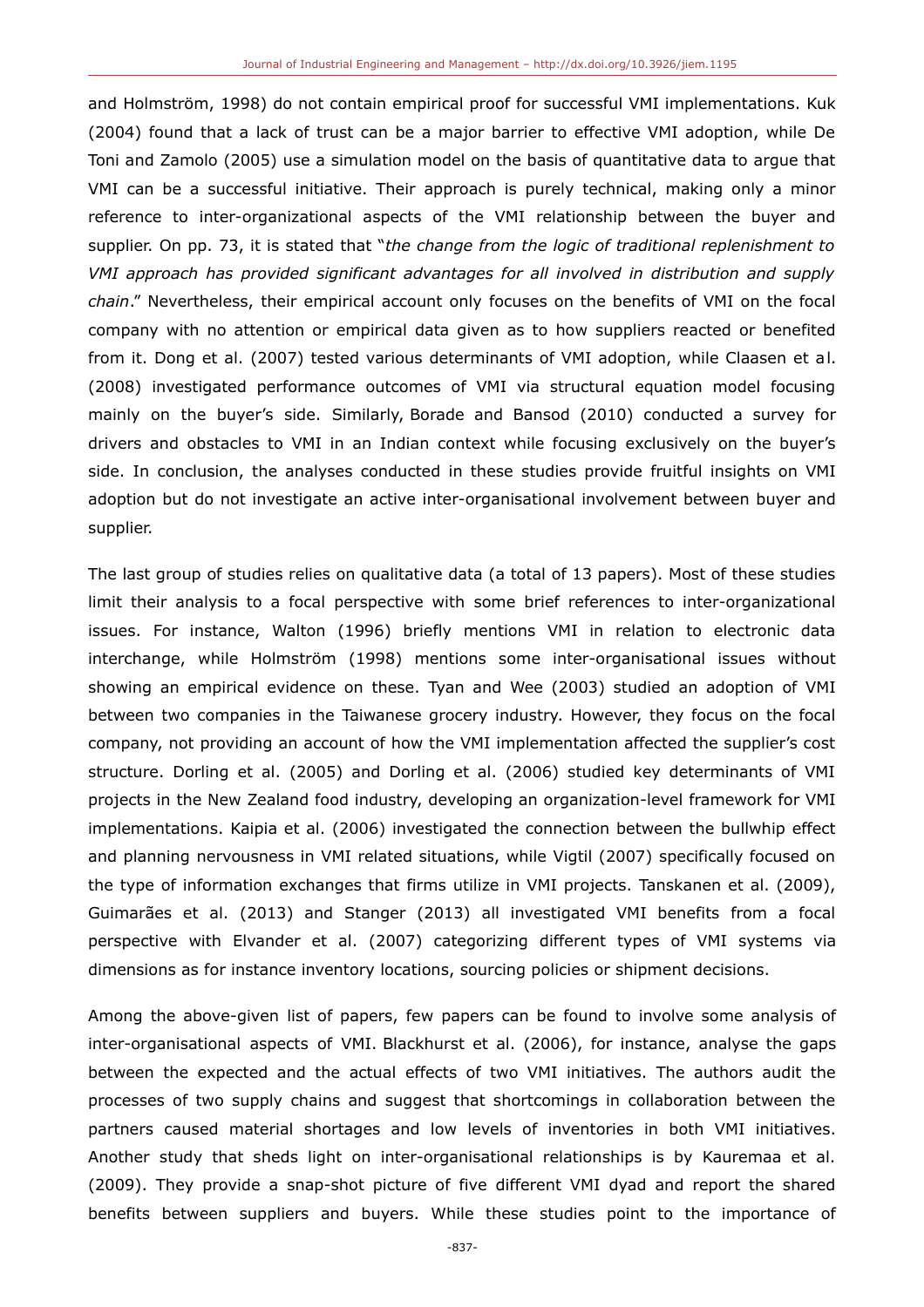and Holmström, 1998) do not contain empirical proof for successful VMI implementations. Kuk (2004) found that a lack of trust can be a major barrier to effective VMI adoption, while De Toni and Zamolo (2005) use a simulation model on the basis of quantitative data to argue that VMI can be a successful initiative. Their approach is purely technical, making only a minor reference to inter-organizational aspects of the VMI relationship between the buyer and supplier. On pp. 73, it is stated that "*the change from the logic of traditional replenishment to VMI approach has provided significant advantages for all involved in distribution and supply chain*." Nevertheless, their empirical account only focuses on the benefits of VMI on the focal company with no attention or empirical data given as to how suppliers reacted or benefited from it. Dong et al. (2007) tested various determinants of VMI adoption, while Claasen et al. (2008) investigated performance outcomes of VMI via structural equation model focusing mainly on the buyer's side. Similarly, Borade and Bansod (2010) conducted a survey for drivers and obstacles to VMI in an Indian context while focusing exclusively on the buyer's side. In conclusion, the analyses conducted in these studies provide fruitful insights on VMI adoption but do not investigate an active inter-organisational involvement between buyer and supplier.

The last group of studies relies on qualitative data (a total of 13 papers). Most of these studies limit their analysis to a focal perspective with some brief references to inter-organizational issues. For instance, Walton (1996) briefly mentions VMI in relation to electronic data interchange, while Holmström (1998) mentions some inter-organisational issues without showing an empirical evidence on these. Tyan and Wee (2003) studied an adoption of VMI between two companies in the Taiwanese grocery industry. However, they focus on the focal company, not providing an account of how the VMI implementation affected the supplier's cost structure. Dorling et al. (2005) and Dorling et al. (2006) studied key determinants of VMI projects in the New Zealand food industry, developing an organization-level framework for VMI implementations. Kaipia et al. (2006) investigated the connection between the bullwhip effect and planning nervousness in VMI related situations, while Vigtil (2007) specifically focused on the type of information exchanges that firms utilize in VMI projects. Tanskanen et al. (2009), Guimarães et al. (2013) and Stanger (2013) all investigated VMI benefits from a focal perspective with Elvander et al. (2007) categorizing different types of VMI systems via dimensions as for instance inventory locations, sourcing policies or shipment decisions.

Among the above-given list of papers, few papers can be found to involve some analysis of inter-organisational aspects of VMI. Blackhurst et al. (2006), for instance, analyse the gaps between the expected and the actual effects of two VMI initiatives. The authors audit the processes of two supply chains and suggest that shortcomings in collaboration between the partners caused material shortages and low levels of inventories in both VMI initiatives. Another study that sheds light on inter-organisational relationships is by Kauremaa et al. (2009). They provide a snap-shot picture of five different VMI dyad and report the shared benefits between suppliers and buyers. While these studies point to the importance of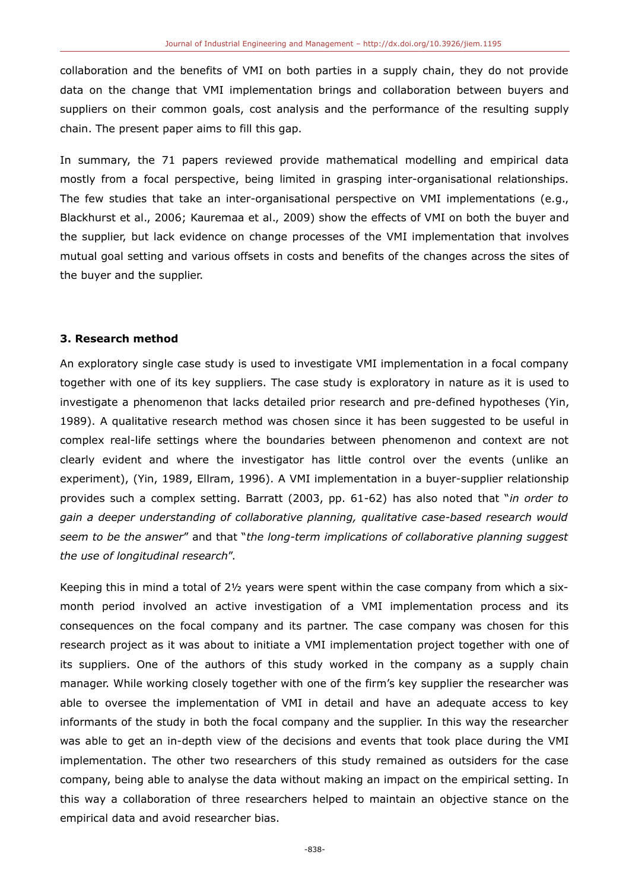collaboration and the benefits of VMI on both parties in a supply chain, they do not provide data on the change that VMI implementation brings and collaboration between buyers and suppliers on their common goals, cost analysis and the performance of the resulting supply chain. The present paper aims to fill this gap.

In summary, the 71 papers reviewed provide mathematical modelling and empirical data mostly from a focal perspective, being limited in grasping inter-organisational relationships. The few studies that take an inter-organisational perspective on VMI implementations (e.g., Blackhurst et al., 2006; Kauremaa et al., 2009) show the effects of VMI on both the buyer and the supplier, but lack evidence on change processes of the VMI implementation that involves mutual goal setting and various offsets in costs and benefits of the changes across the sites of the buyer and the supplier.

### 3. Research method

An exploratory single case study is used to investigate VMI implementation in a focal company together with one of its key suppliers. The case study is exploratory in nature as it is used to investigate a phenomenon that lacks detailed prior research and pre-defined hypotheses (Yin, 1989). A qualitative research method was chosen since it has been suggested to be useful in complex real-life settings where the boundaries between phenomenon and context are not clearly evident and where the investigator has little control over the events (unlike an experiment), (Yin, 1989, Ellram, 1996). A VMI implementation in a buyer-supplier relationship provides such a complex setting. Barratt (2003, pp. 61-62) has also noted that "*in order to gain a deeper understanding of collaborative planning, qualitative case-based research would seem to be the answer*" and that "*the long-term implications of collaborative planning suggest the use of longitudinal research*".

Keeping this in mind a total of 2½ years were spent within the case company from which a six-month period involved an active investigation of a VMI implementation process and its consequences on the focal company and its partner. The case company was chosen for this research project as it was about to initiate a VMI implementation project together with one of its suppliers. One of the authors of this study worked in the company as a supply chain manager. While working closely together with one of the firm's key supplier the researcher was able to oversee the implementation of VMI in detail and have an adequate access to key informants of the study in both the focal company and the supplier. In this way the researcher was able to get an in-depth view of the decisions and events that took place during the VMI implementation. The other two researchers of this study remained as outsiders for the case company, being able to analyse the data without making an impact on the empirical setting. In this way a collaboration of three researchers helped to maintain an objective stance on the empirical data and avoid researcher bias.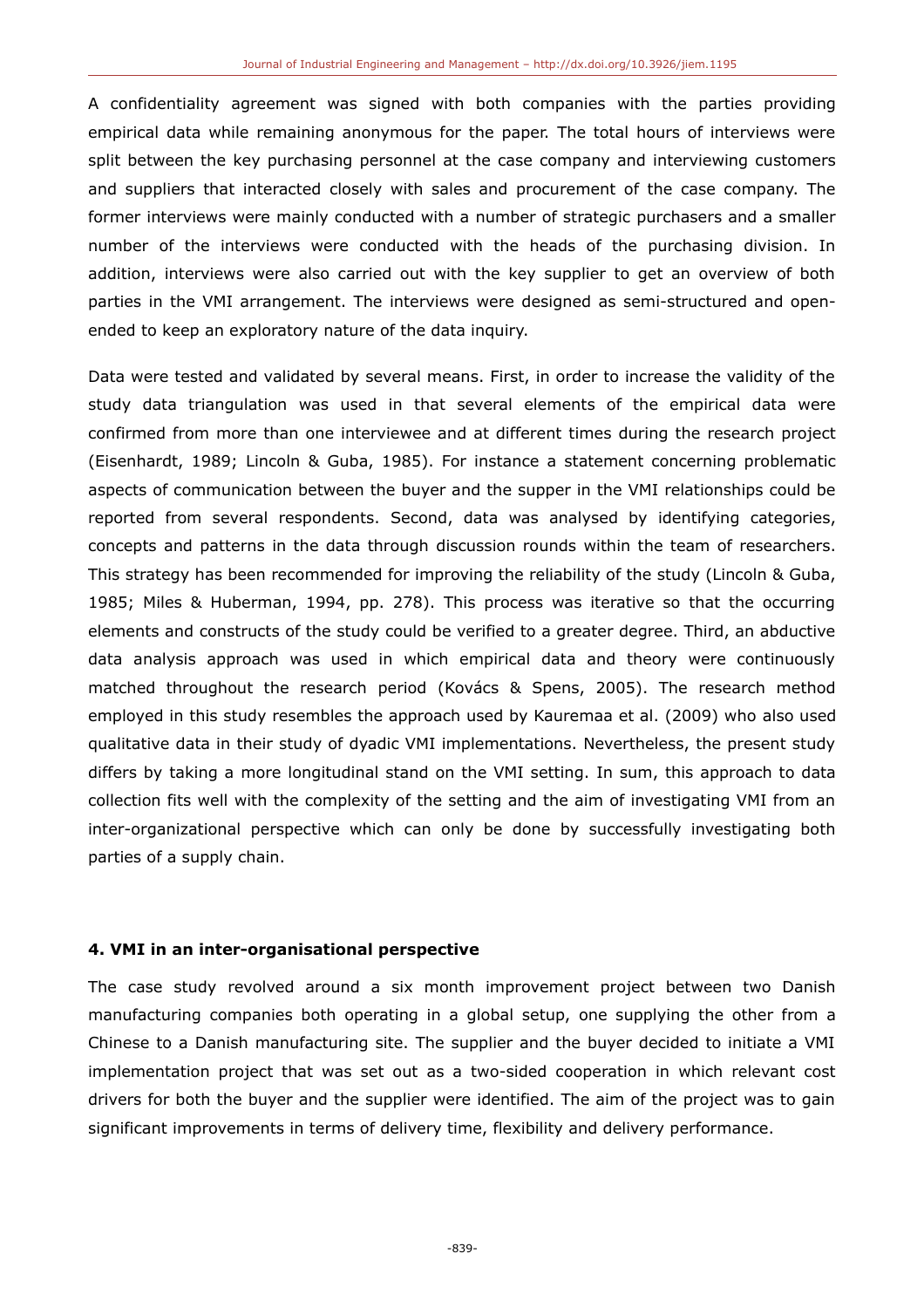A confidentiality agreement was signed with both companies with the parties providing empirical data while remaining anonymous for the paper. The total hours of interviews were split between the key purchasing personnel at the case company and interviewing customers and suppliers that interacted closely with sales and procurement of the case company. The former interviews were mainly conducted with a number of strategic purchasers and a smaller number of the interviews were conducted with the heads of the purchasing division. In addition, interviews were also carried out with the key supplier to get an overview of both parties in the VMI arrangement. The interviews were designed as semi-structured and open-ended to keep an exploratory nature of the data inquiry.

Data were tested and validated by several means. First, in order to increase the validity of the study data triangulation was used in that several elements of the empirical data were confirmed from more than one interviewee and at different times during the research project (Eisenhardt, 1989; Lincoln & Guba, 1985). For instance a statement concerning problematic aspects of communication between the buyer and the supper in the VMI relationships could be reported from several respondents. Second, data was analysed by identifying categories, concepts and patterns in the data through discussion rounds within the team of researchers. This strategy has been recommended for improving the reliability of the study (Lincoln & Guba, 1985; Miles & Huberman, 1994, pp. 278). This process was iterative so that the occurring elements and constructs of the study could be verified to a greater degree. Third, an abductive data analysis approach was used in which empirical data and theory were continuously matched throughout the research period (Kovács & Spens, 2005). The research method employed in this study resembles the approach used by Kauremaa et al. (2009) who also used qualitative data in their study of dyadic VMI implementations. Nevertheless, the present study differs by taking a more longitudinal stand on the VMI setting. In sum, this approach to data collection fits well with the complexity of the setting and the aim of investigating VMI from an inter-organizational perspective which can only be done by successfully investigating both parties of a supply chain.

## 4. VMI in an inter-organisational perspective

The case study revolved around a six month improvement project between two Danish manufacturing companies both operating in a global setup, one supplying the other from a Chinese to a Danish manufacturing site. The supplier and the buyer decided to initiate a VMI implementation project that was set out as a two-sided cooperation in which relevant cost drivers for both the buyer and the supplier were identified. The aim of the project was to gain significant improvements in terms of delivery time, flexibility and delivery performance.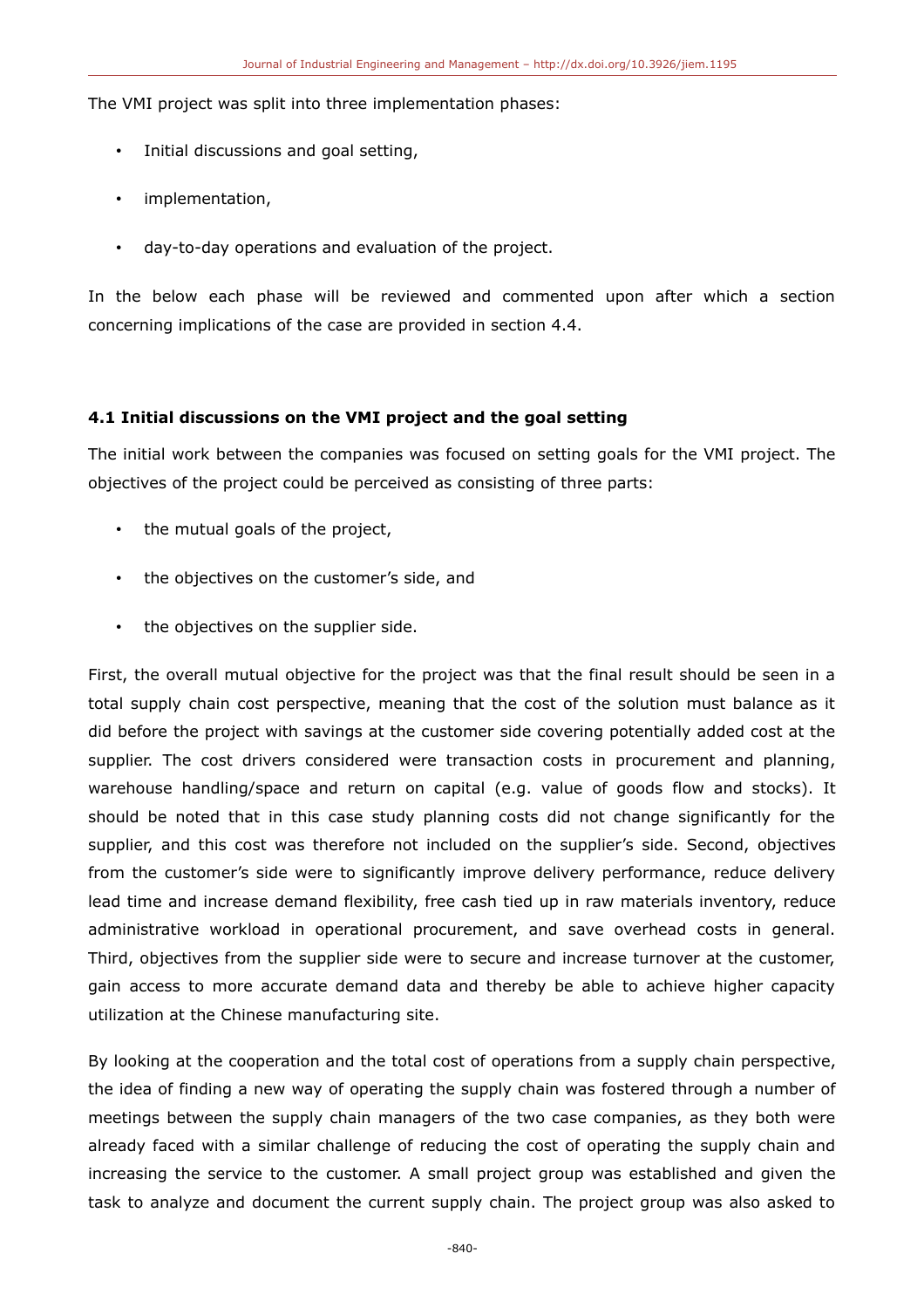The VMI project was split into three implementation phases:

- Initial discussions and goal setting,
- implementation,
- day-to-day operations and evaluation of the project.

In the below each phase will be reviewed and commented upon after which a section concerning implications of the case are provided in section 4.4.

### 4.1 Initial discussions on the VMI project and the goal setting

The initial work between the companies was focused on setting goals for the VMI project. The objectives of the project could be perceived as consisting of three parts:

- the mutual goals of the project,
- the objectives on the customer's side, and
- the objectives on the supplier side.

First, the overall mutual objective for the project was that the final result should be seen in a total supply chain cost perspective, meaning that the cost of the solution must balance as it did before the project with savings at the customer side covering potentially added cost at the supplier. The cost drivers considered were transaction costs in procurement and planning, warehouse handling/space and return on capital (e.g. value of goods flow and stocks). It should be noted that in this case study planning costs did not change significantly for the supplier, and this cost was therefore not included on the supplier's side. Second, objectives from the customer's side were to significantly improve delivery performance, reduce delivery lead time and increase demand flexibility, free cash tied up in raw materials inventory, reduce administrative workload in operational procurement, and save overhead costs in general. Third, objectives from the supplier side were to secure and increase turnover at the customer, gain access to more accurate demand data and thereby be able to achieve higher capacity utilization at the Chinese manufacturing site.

By looking at the cooperation and the total cost of operations from a supply chain perspective, the idea of finding a new way of operating the supply chain was fostered through a number of meetings between the supply chain managers of the two case companies, as they both were already faced with a similar challenge of reducing the cost of operating the supply chain and increasing the service to the customer. A small project group was established and given the task to analyze and document the current supply chain. The project group was also asked to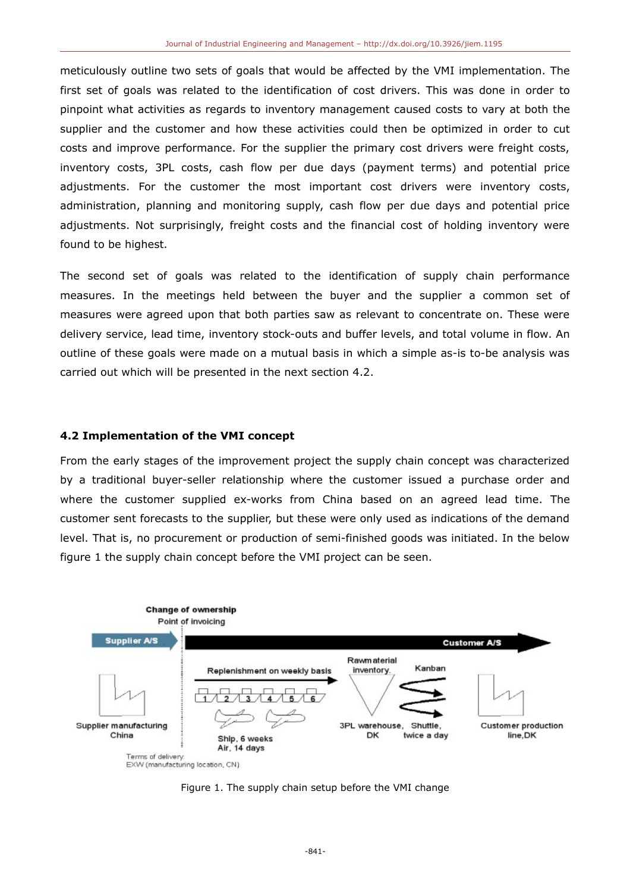meticulously outline two sets of goals that would be affected by the VMI implementation. The first set of goals was related to the identification of cost drivers. This was done in order to pinpoint what activities as regards to inventory management caused costs to vary at both the supplier and the customer and how these activities could then be optimized in order to cut costs and improve performance. For the supplier the primary cost drivers were freight costs, inventory costs, 3PL costs, cash flow per due days (payment terms) and potential price adjustments. For the customer the most important cost drivers were inventory costs, administration, planning and monitoring supply, cash flow per due days and potential price adjustments. Not surprisingly, freight costs and the financial cost of holding inventory were found to be highest.

The second set of goals was related to the identification of supply chain performance measures. In the meetings held between the buyer and the supplier a common set of measures were agreed upon that both parties saw as relevant to concentrate on. These were delivery service, lead time, inventory stock-outs and buffer levels, and total volume in flow. An outline of these goals were made on a mutual basis in which a simple as-is to-be analysis was carried out which will be presented in the next section 4.2.

### 4.2 Implementation of the VMI concept

From the early stages of the improvement project the supply chain concept was characterized by a traditional buyer-seller relationship where the customer issued a purchase order and where the customer supplied ex-works from China based on an agreed lead time. The customer sent forecasts to the supplier, but these were only used as indications of the demand level. That is, no procurement or production of semi-finished goods was initiated. In the below figure 1 the supply chain concept before the VMI project can be seen.

Change of ownership
Point of invoicing

Supplier A/S

Customer A/S

Supplier manufacturing China

Replenishment on weekly basis

1 2 3 4 5 6

Ship, 6 weeks
Air, 14 days

Rawmaterial inventory

3PL warehouse, DK

Kanban

Shuttle, twice a day

Customer production line,DK

Terms of delivery:
EXW (manufacturing location, CN)

Figure 1. The supply chain setup before the VMI change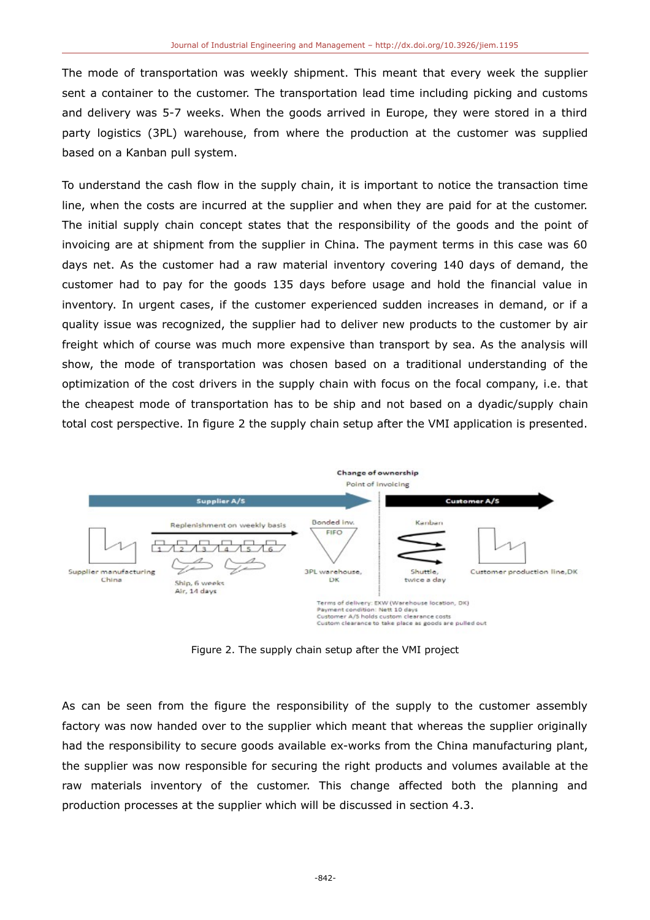The mode of transportation was weekly shipment. This meant that every week the supplier sent a container to the customer. The transportation lead time including picking and customs and delivery was 5-7 weeks. When the goods arrived in Europe, they were stored in a third party logistics (3PL) warehouse, from where the production at the customer was supplied based on a Kanban pull system.

To understand the cash flow in the supply chain, it is important to notice the transaction time line, when the costs are incurred at the supplier and when they are paid for at the customer. The initial supply chain concept states that the responsibility of the goods and the point of invoicing are at shipment from the supplier in China. The payment terms in this case was 60 days net. As the customer had a raw material inventory covering 140 days of demand, the customer had to pay for the goods 135 days before usage and hold the financial value in inventory. In urgent cases, if the customer experienced sudden increases in demand, or if a quality issue was recognized, the supplier had to deliver new products to the customer by air freight which of course was much more expensive than transport by sea. As the analysis will show, the mode of transportation was chosen based on a traditional understanding of the optimization of the cost drivers in the supply chain with focus on the focal company, i.e. that the cheapest mode of transportation has to be ship and not based on a dyadic/supply chain total cost perspective. In figure 2 the supply chain setup after the VMI application is presented.

Figure 2. The supply chain setup after the VMI project

As can be seen from the figure the responsibility of the supply to the customer assembly factory was now handed over to the supplier which meant that whereas the supplier originally had the responsibility to secure goods available ex-works from the China manufacturing plant, the supplier was now responsible for securing the right products and volumes available at the raw materials inventory of the customer. This change affected both the planning and production processes at the supplier which will be discussed in section 4.3.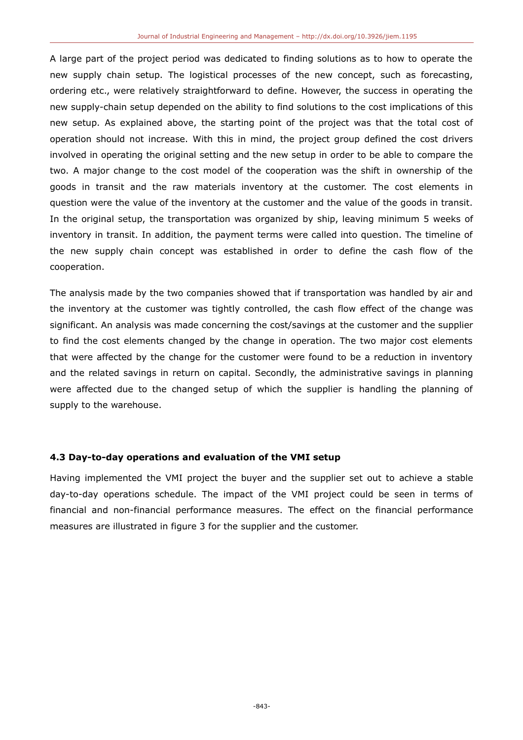A large part of the project period was dedicated to finding solutions as to how to operate the new supply chain setup. The logistical processes of the new concept, such as forecasting, ordering etc., were relatively straightforward to define. However, the success in operating the new supply-chain setup depended on the ability to find solutions to the cost implications of this new setup. As explained above, the starting point of the project was that the total cost of operation should not increase. With this in mind, the project group defined the cost drivers involved in operating the original setting and the new setup in order to be able to compare the two. A major change to the cost model of the cooperation was the shift in ownership of the goods in transit and the raw materials inventory at the customer. The cost elements in question were the value of the inventory at the customer and the value of the goods in transit. In the original setup, the transportation was organized by ship, leaving minimum 5 weeks of inventory in transit. In addition, the payment terms were called into question. The timeline of the new supply chain concept was established in order to define the cash flow of the cooperation.

The analysis made by the two companies showed that if transportation was handled by air and the inventory at the customer was tightly controlled, the cash flow effect of the change was significant. An analysis was made concerning the cost/savings at the customer and the supplier to find the cost elements changed by the change in operation. The two major cost elements that were affected by the change for the customer were found to be a reduction in inventory and the related savings in return on capital. Secondly, the administrative savings in planning were affected due to the changed setup of which the supplier is handling the planning of supply to the warehouse.

### 4.3 Day-to-day operations and evaluation of the VMI setup

Having implemented the VMI project the buyer and the supplier set out to achieve a stable day-to-day operations schedule. The impact of the VMI project could be seen in terms of financial and non-financial performance measures. The effect on the financial performance measures are illustrated in figure 3 for the supplier and the customer.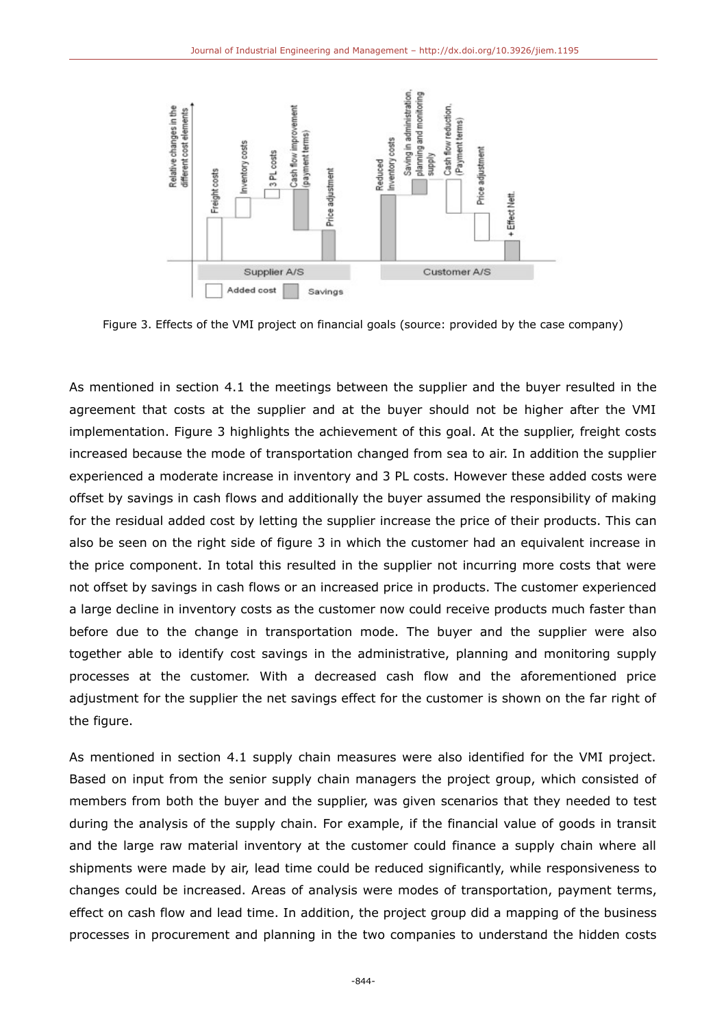Relative changes in the different cost elements

Freight costs

Inventory costs

3 PL costs

Cash flow improvement (payment terms)

Price adjustment

Reduced Inventory costs

Saving in administration, planning and monitoring supply

Cash flow reduction, (Payment terms)

Price adjustment

+ Effect Nett.

Supplier A/S

Customer A/S

Added cost

Savings

Figure 3. Effects of the VMI project on financial goals (source: provided by the case company)

As mentioned in section 4.1 the meetings between the supplier and the buyer resulted in the agreement that costs at the supplier and at the buyer should not be higher after the VMI implementation. Figure 3 highlights the achievement of this goal. At the supplier, freight costs increased because the mode of transportation changed from sea to air. In addition the supplier experienced a moderate increase in inventory and 3 PL costs. However these added costs were offset by savings in cash flows and additionally the buyer assumed the responsibility of making for the residual added cost by letting the supplier increase the price of their products. This can also be seen on the right side of figure 3 in which the customer had an equivalent increase in the price component. In total this resulted in the supplier not incurring more costs that were not offset by savings in cash flows or an increased price in products. The customer experienced a large decline in inventory costs as the customer now could receive products much faster than before due to the change in transportation mode. The buyer and the supplier were also together able to identify cost savings in the administrative, planning and monitoring supply processes at the customer. With a decreased cash flow and the aforementioned price adjustment for the supplier the net savings effect for the customer is shown on the far right of the figure.

As mentioned in section 4.1 supply chain measures were also identified for the VMI project. Based on input from the senior supply chain managers the project group, which consisted of members from both the buyer and the supplier, was given scenarios that they needed to test during the analysis of the supply chain. For example, if the financial value of goods in transit and the large raw material inventory at the customer could finance a supply chain where all shipments were made by air, lead time could be reduced significantly, while responsiveness to changes could be increased. Areas of analysis were modes of transportation, payment terms, effect on cash flow and lead time. In addition, the project group did a mapping of the business processes in procurement and planning in the two companies to understand the hidden costs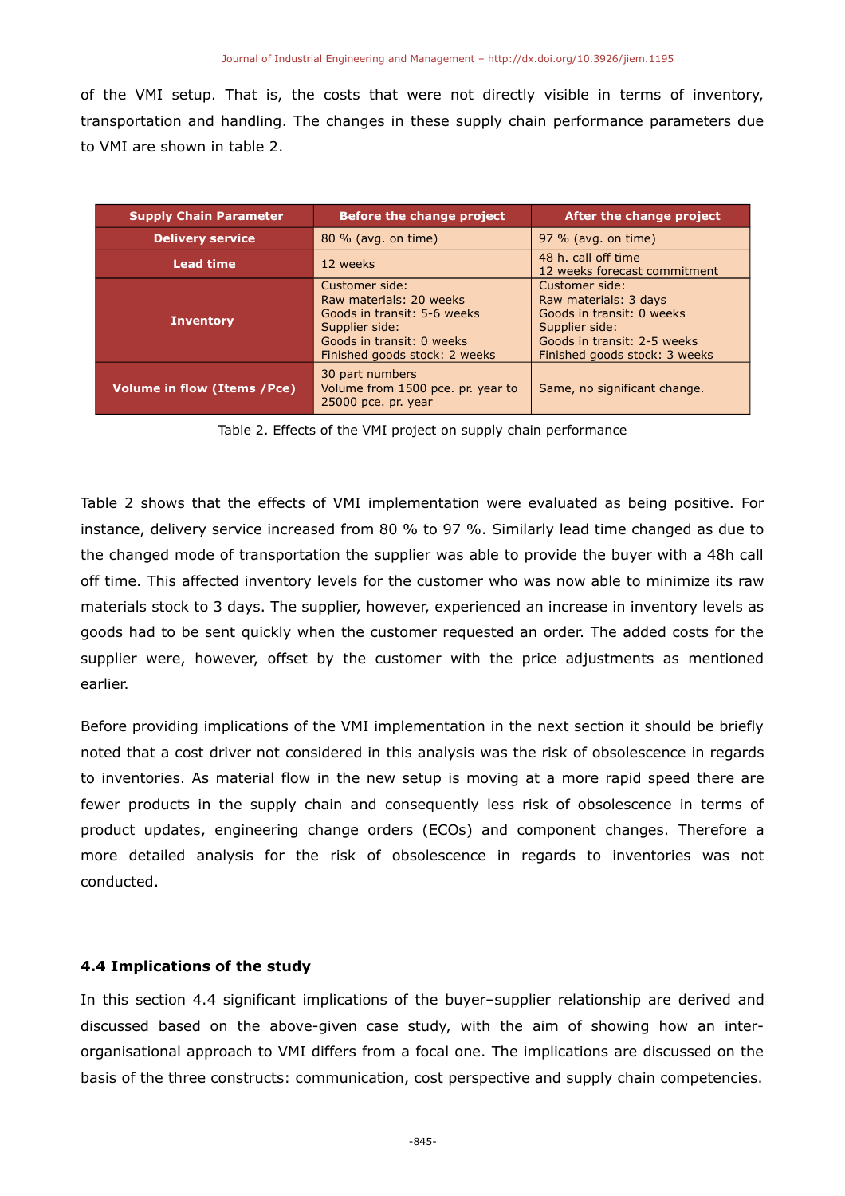of the VMI setup. That is, the costs that were not directly visible in terms of inventory, transportation and handling. The changes in these supply chain performance parameters due to VMI are shown in table 2.

| Supply Chain Parameter | Before the change project | After the change project |
|---|---|---|
| Delivery service | 80 % (avg. on time) | 97 % (avg. on time) |
| Lead time | 12 weeks | 48 h. call off time<br>12 weeks forecast commitment |
| Inventory | Customer side:<br>Raw materials: 20 weeks<br>Goods in transit: 5-6 weeks<br>Supplier side:<br>Goods in transit: 0 weeks<br>Finished goods stock: 2 weeks | Customer side:<br>Raw materials: 3 days<br>Goods in transit: 0 weeks<br>Supplier side:<br>Goods in transit: 2-5 weeks<br>Finished goods stock: 3 weeks |
| Volume in flow (Items /Pce) | 30 part numbers<br>Volume from 1500 pce. pr. year to 25000 pce. pr. year | Same, no significant change. |

Table 2. Effects of the VMI project on supply chain performance

Table 2 shows that the effects of VMI implementation were evaluated as being positive. For instance, delivery service increased from 80 % to 97 %. Similarly lead time changed as due to the changed mode of transportation the supplier was able to provide the buyer with a 48h call off time. This affected inventory levels for the customer who was now able to minimize its raw materials stock to 3 days. The supplier, however, experienced an increase in inventory levels as goods had to be sent quickly when the customer requested an order. The added costs for the supplier were, however, offset by the customer with the price adjustments as mentioned earlier.

Before providing implications of the VMI implementation in the next section it should be briefly noted that a cost driver not considered in this analysis was the risk of obsolescence in regards to inventories. As material flow in the new setup is moving at a more rapid speed there are fewer products in the supply chain and consequently less risk of obsolescence in terms of product updates, engineering change orders (ECOs) and component changes. Therefore a more detailed analysis for the risk of obsolescence in regards to inventories was not conducted.

### 4.4 Implications of the study

In this section 4.4 significant implications of the buyer–supplier relationship are derived and discussed based on the above-given case study, with the aim of showing how an inter-organisational approach to VMI differs from a focal one. The implications are discussed on the basis of the three constructs: communication, cost perspective and supply chain competencies.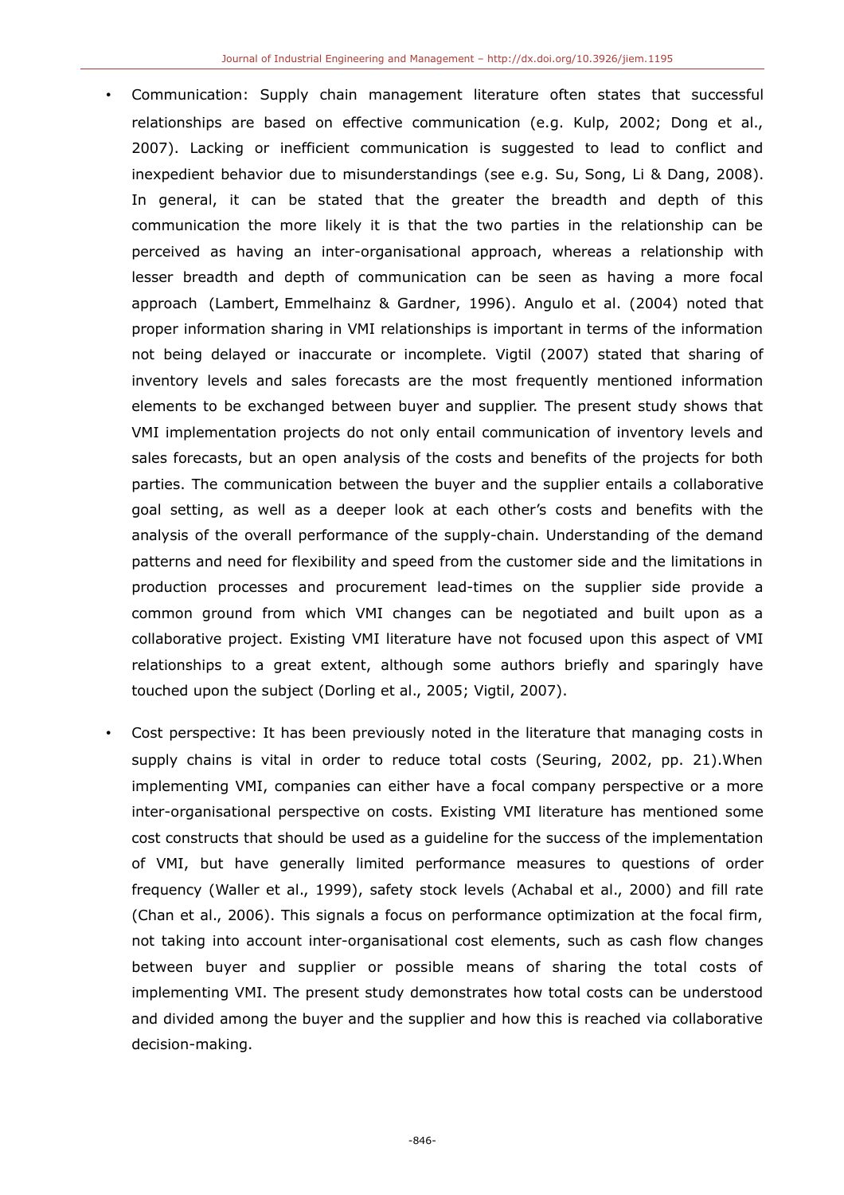- Communication: Supply chain management literature often states that successful relationships are based on effective communication (e.g. Kulp, 2002; Dong et al., 2007). Lacking or inefficient communication is suggested to lead to conflict and inexpedient behavior due to misunderstandings (see e.g. Su, Song, Li & Dang, 2008). In general, it can be stated that the greater the breadth and depth of this communication the more likely it is that the two parties in the relationship can be perceived as having an inter-organisational approach, whereas a relationship with lesser breadth and depth of communication can be seen as having a more focal approach (Lambert, Emmelhainz & Gardner, 1996). Angulo et al. (2004) noted that proper information sharing in VMI relationships is important in terms of the information not being delayed or inaccurate or incomplete. Vigtil (2007) stated that sharing of inventory levels and sales forecasts are the most frequently mentioned information elements to be exchanged between buyer and supplier. The present study shows that VMI implementation projects do not only entail communication of inventory levels and sales forecasts, but an open analysis of the costs and benefits of the projects for both parties. The communication between the buyer and the supplier entails a collaborative goal setting, as well as a deeper look at each other's costs and benefits with the analysis of the overall performance of the supply-chain. Understanding of the demand patterns and need for flexibility and speed from the customer side and the limitations in production processes and procurement lead-times on the supplier side provide a common ground from which VMI changes can be negotiated and built upon as a collaborative project. Existing VMI literature have not focused upon this aspect of VMI relationships to a great extent, although some authors briefly and sparingly have touched upon the subject (Dorling et al., 2005; Vigtil, 2007).

- Cost perspective: It has been previously noted in the literature that managing costs in supply chains is vital in order to reduce total costs (Seuring, 2002, pp. 21).When implementing VMI, companies can either have a focal company perspective or a more inter-organisational perspective on costs. Existing VMI literature has mentioned some cost constructs that should be used as a guideline for the success of the implementation of VMI, but have generally limited performance measures to questions of order frequency (Waller et al., 1999), safety stock levels (Achabal et al., 2000) and fill rate (Chan et al., 2006). This signals a focus on performance optimization at the focal firm, not taking into account inter-organisational cost elements, such as cash flow changes between buyer and supplier or possible means of sharing the total costs of implementing VMI. The present study demonstrates how total costs can be understood and divided among the buyer and the supplier and how this is reached via collaborative decision-making.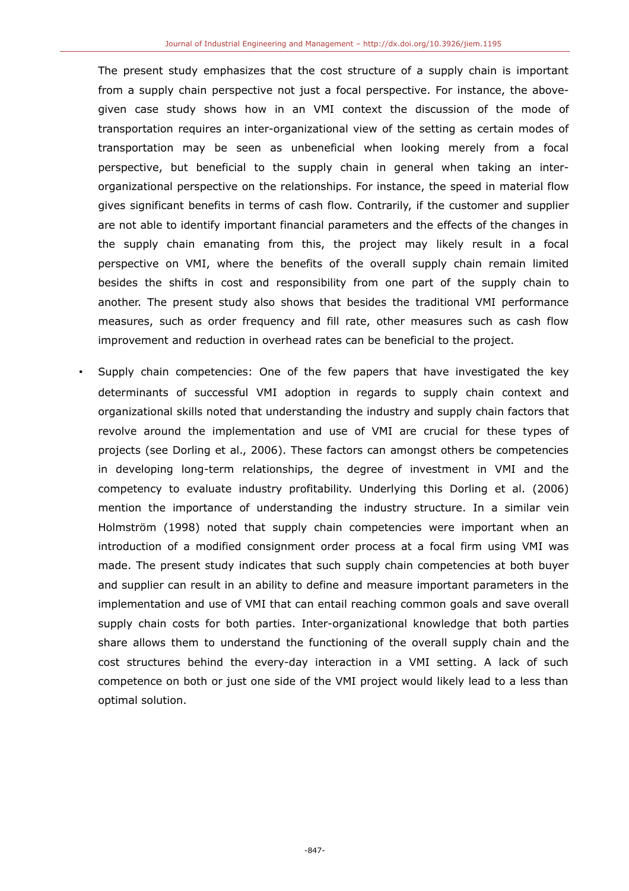The present study emphasizes that the cost structure of a supply chain is important from a supply chain perspective not just a focal perspective. For instance, the above-given case study shows how in an VMI context the discussion of the mode of transportation requires an inter-organizational view of the setting as certain modes of transportation may be seen as unbeneficial when looking merely from a focal perspective, but beneficial to the supply chain in general when taking an inter-organizational perspective on the relationships. For instance, the speed in material flow gives significant benefits in terms of cash flow. Contrarily, if the customer and supplier are not able to identify important financial parameters and the effects of the changes in the supply chain emanating from this, the project may likely result in a focal perspective on VMI, where the benefits of the overall supply chain remain limited besides the shifts in cost and responsibility from one part of the supply chain to another. The present study also shows that besides the traditional VMI performance measures, such as order frequency and fill rate, other measures such as cash flow improvement and reduction in overhead rates can be beneficial to the project.

- Supply chain competencies: One of the few papers that have investigated the key determinants of successful VMI adoption in regards to supply chain context and organizational skills noted that understanding the industry and supply chain factors that revolve around the implementation and use of VMI are crucial for these types of projects (see Dorling et al., 2006). These factors can amongst others be competencies in developing long-term relationships, the degree of investment in VMI and the competency to evaluate industry profitability. Underlying this Dorling et al. (2006) mention the importance of understanding the industry structure. In a similar vein Holmström (1998) noted that supply chain competencies were important when an introduction of a modified consignment order process at a focal firm using VMI was made. The present study indicates that such supply chain competencies at both buyer and supplier can result in an ability to define and measure important parameters in the implementation and use of VMI that can entail reaching common goals and save overall supply chain costs for both parties. Inter-organizational knowledge that both parties share allows them to understand the functioning of the overall supply chain and the cost structures behind the every-day interaction in a VMI setting. A lack of such competence on both or just one side of the VMI project would likely lead to a less than optimal solution.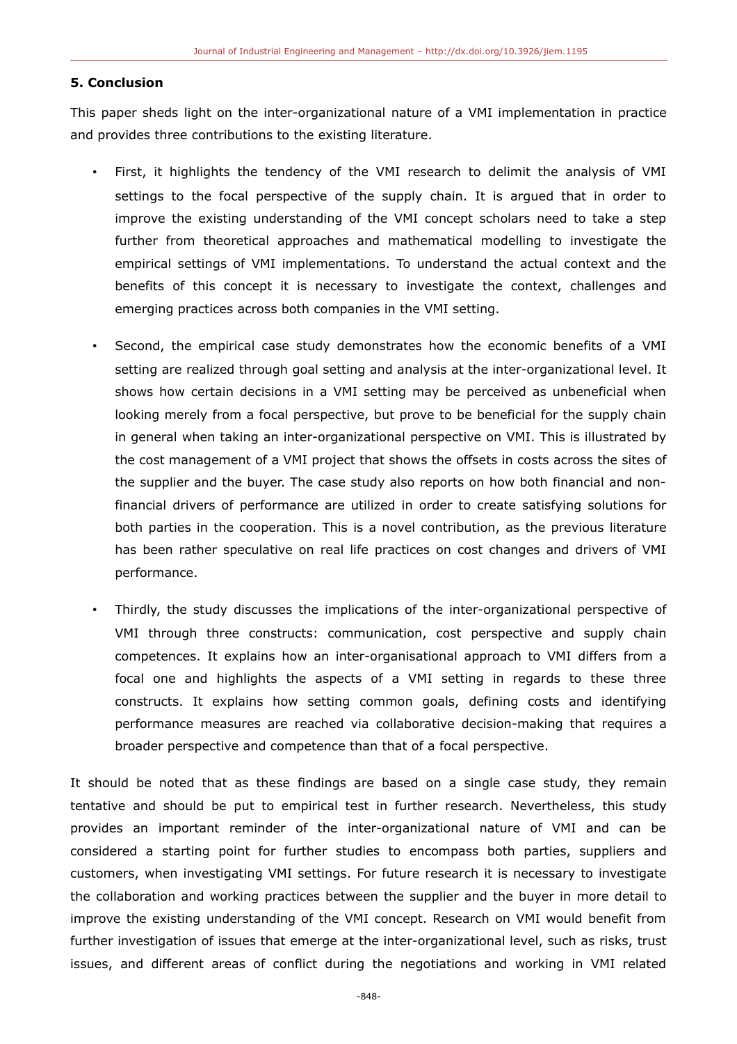## 5. Conclusion

This paper sheds light on the inter-organizational nature of a VMI implementation in practice and provides three contributions to the existing literature.

- First, it highlights the tendency of the VMI research to delimit the analysis of VMI settings to the focal perspective of the supply chain. It is argued that in order to improve the existing understanding of the VMI concept scholars need to take a step further from theoretical approaches and mathematical modelling to investigate the empirical settings of VMI implementations. To understand the actual context and the benefits of this concept it is necessary to investigate the context, challenges and emerging practices across both companies in the VMI setting.
- Second, the empirical case study demonstrates how the economic benefits of a VMI setting are realized through goal setting and analysis at the inter-organizational level. It shows how certain decisions in a VMI setting may be perceived as unbeneficial when looking merely from a focal perspective, but prove to be beneficial for the supply chain in general when taking an inter-organizational perspective on VMI. This is illustrated by the cost management of a VMI project that shows the offsets in costs across the sites of the supplier and the buyer. The case study also reports on how both financial and non-financial drivers of performance are utilized in order to create satisfying solutions for both parties in the cooperation. This is a novel contribution, as the previous literature has been rather speculative on real life practices on cost changes and drivers of VMI performance.
- Thirdly, the study discusses the implications of the inter-organizational perspective of VMI through three constructs: communication, cost perspective and supply chain competences. It explains how an inter-organisational approach to VMI differs from a focal one and highlights the aspects of a VMI setting in regards to these three constructs. It explains how setting common goals, defining costs and identifying performance measures are reached via collaborative decision-making that requires a broader perspective and competence than that of a focal perspective.

It should be noted that as these findings are based on a single case study, they remain tentative and should be put to empirical test in further research. Nevertheless, this study provides an important reminder of the inter-organizational nature of VMI and can be considered a starting point for further studies to encompass both parties, suppliers and customers, when investigating VMI settings. For future research it is necessary to investigate the collaboration and working practices between the supplier and the buyer in more detail to improve the existing understanding of the VMI concept. Research on VMI would benefit from further investigation of issues that emerge at the inter-organizational level, such as risks, trust issues, and different areas of conflict during the negotiations and working in VMI related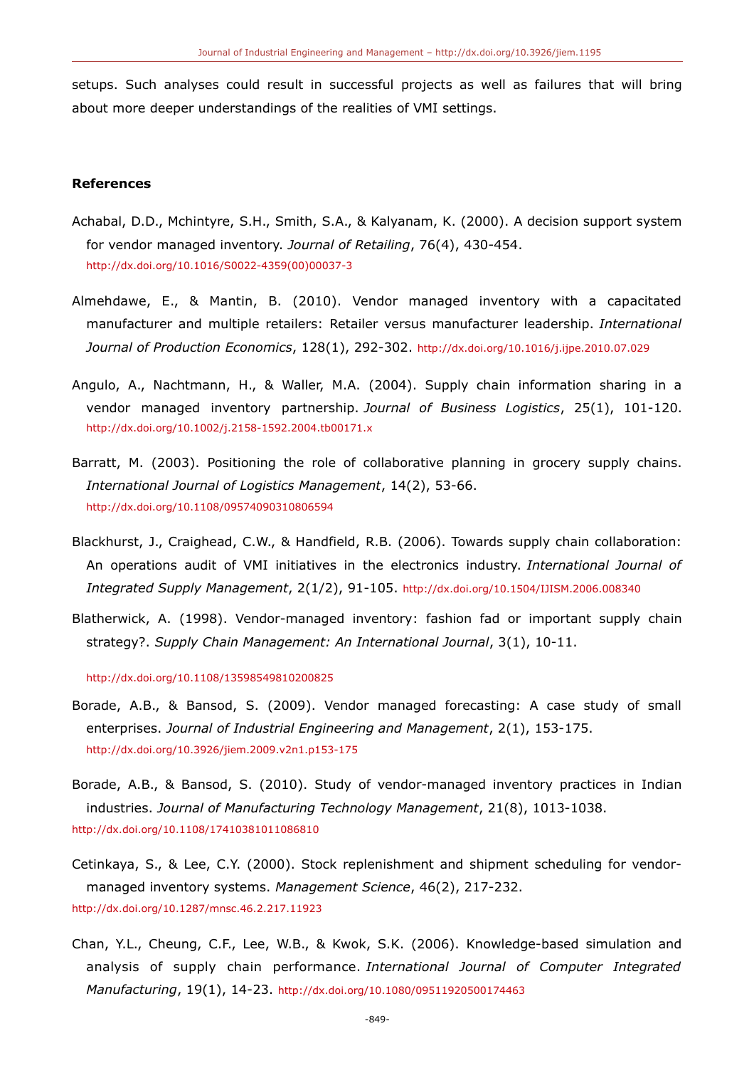setups. Such analyses could result in successful projects as well as failures that will bring about more deeper understandings of the realities of VMI settings.

## References

Achabal, D.D., Mchintyre, S.H., Smith, S.A., & Kalyanam, K. (2000). A decision support system for vendor managed inventory. *Journal of Retailing*, 76(4), 430-454. http://dx.doi.org/10.1016/S0022-4359(00)00037-3

Almehdawe, E., & Mantin, B. (2010). Vendor managed inventory with a capacitated manufacturer and multiple retailers: Retailer versus manufacturer leadership. *International Journal of Production Economics*, 128(1), 292-302. http://dx.doi.org/10.1016/j.ijpe.2010.07.029

Angulo, A., Nachtmann, H., & Waller, M.A. (2004). Supply chain information sharing in a vendor managed inventory partnership. *Journal of Business Logistics*, 25(1), 101-120. http://dx.doi.org/10.1002/j.2158-1592.2004.tb00171.x

Barratt, M. (2003). Positioning the role of collaborative planning in grocery supply chains. *International Journal of Logistics Management*, 14(2), 53-66. http://dx.doi.org/10.1108/09574090310806594

Blackhurst, J., Craighead, C.W., & Handfield, R.B. (2006). Towards supply chain collaboration: An operations audit of VMI initiatives in the electronics industry. *International Journal of Integrated Supply Management*, 2(1/2), 91-105. http://dx.doi.org/10.1504/IJISM.2006.008340

Blatherwick, A. (1998). Vendor-managed inventory: fashion fad or important supply chain strategy?. *Supply Chain Management: An International Journal*, 3(1), 10-11. http://dx.doi.org/10.1108/13598549810200825

Borade, A.B., & Bansod, S. (2009). Vendor managed forecasting: A case study of small enterprises. *Journal of Industrial Engineering and Management*, 2(1), 153-175. http://dx.doi.org/10.3926/jiem.2009.v2n1.p153-175

Borade, A.B., & Bansod, S. (2010). Study of vendor-managed inventory practices in Indian industries. *Journal of Manufacturing Technology Management*, 21(8), 1013-1038. http://dx.doi.org/10.1108/17410381011086810

Cetinkaya, S., & Lee, C.Y. (2000). Stock replenishment and shipment scheduling for vendor-managed inventory systems. *Management Science*, 46(2), 217-232. http://dx.doi.org/10.1287/mnsc.46.2.217.11923

Chan, Y.L., Cheung, C.F., Lee, W.B., & Kwok, S.K. (2006). Knowledge-based simulation and analysis of supply chain performance. *International Journal of Computer Integrated Manufacturing*, 19(1), 14-23. http://dx.doi.org/10.1080/09511920500174463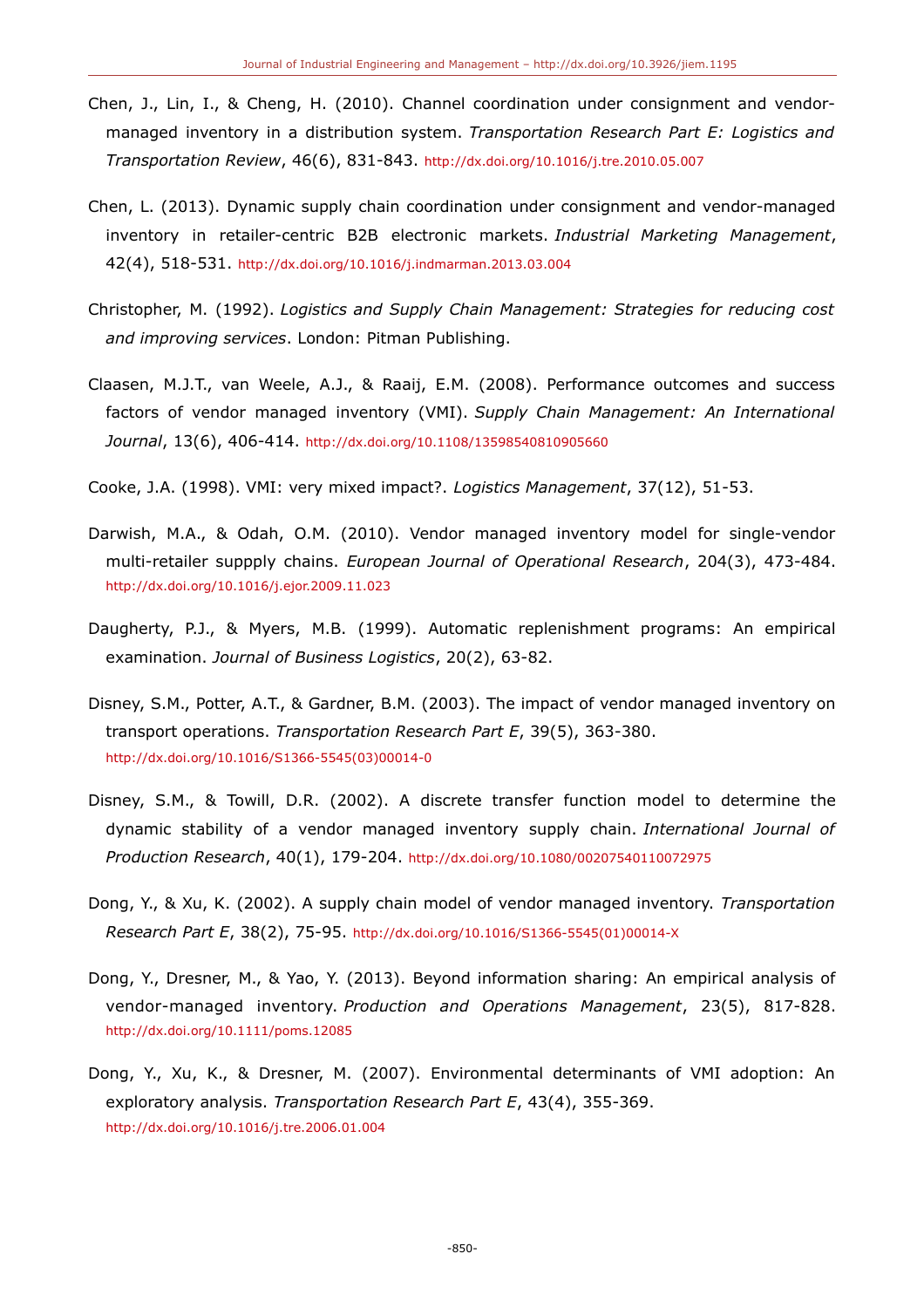Chen, J., Lin, I., & Cheng, H. (2010). Channel coordination under consignment and vendor-managed inventory in a distribution system. *Transportation Research Part E: Logistics and Transportation Review*, 46(6), 831-843. http://dx.doi.org/10.1016/j.tre.2010.05.007

Chen, L. (2013). Dynamic supply chain coordination under consignment and vendor-managed inventory in retailer-centric B2B electronic markets. *Industrial Marketing Management*, 42(4), 518-531. http://dx.doi.org/10.1016/j.indmarman.2013.03.004

Christopher, M. (1992). *Logistics and Supply Chain Management: Strategies for reducing cost and improving services*. London: Pitman Publishing.

Claasen, M.J.T., van Weele, A.J., & Raaij, E.M. (2008). Performance outcomes and success factors of vendor managed inventory (VMI). *Supply Chain Management: An International Journal*, 13(6), 406-414. http://dx.doi.org/10.1108/13598540810905660

Cooke, J.A. (1998). VMI: very mixed impact?. *Logistics Management*, 37(12), 51-53.

Darwish, M.A., & Odah, O.M. (2010). Vendor managed inventory model for single-vendor multi-retailer suppply chains. *European Journal of Operational Research*, 204(3), 473-484. http://dx.doi.org/10.1016/j.ejor.2009.11.023

Daugherty, P.J., & Myers, M.B. (1999). Automatic replenishment programs: An empirical examination. *Journal of Business Logistics*, 20(2), 63-82.

Disney, S.M., Potter, A.T., & Gardner, B.M. (2003). The impact of vendor managed inventory on transport operations. *Transportation Research Part E*, 39(5), 363-380. http://dx.doi.org/10.1016/S1366-5545(03)00014-0

Disney, S.M., & Towill, D.R. (2002). A discrete transfer function model to determine the dynamic stability of a vendor managed inventory supply chain. *International Journal of Production Research*, 40(1), 179-204. http://dx.doi.org/10.1080/00207540110072975

Dong, Y., & Xu, K. (2002). A supply chain model of vendor managed inventory. *Transportation Research Part E*, 38(2), 75-95. http://dx.doi.org/10.1016/S1366-5545(01)00014-X

Dong, Y., Dresner, M., & Yao, Y. (2013). Beyond information sharing: An empirical analysis of vendor-managed inventory. *Production and Operations Management*, 23(5), 817-828. http://dx.doi.org/10.1111/poms.12085

Dong, Y., Xu, K., & Dresner, M. (2007). Environmental determinants of VMI adoption: An exploratory analysis. *Transportation Research Part E*, 43(4), 355-369. http://dx.doi.org/10.1016/j.tre.2006.01.004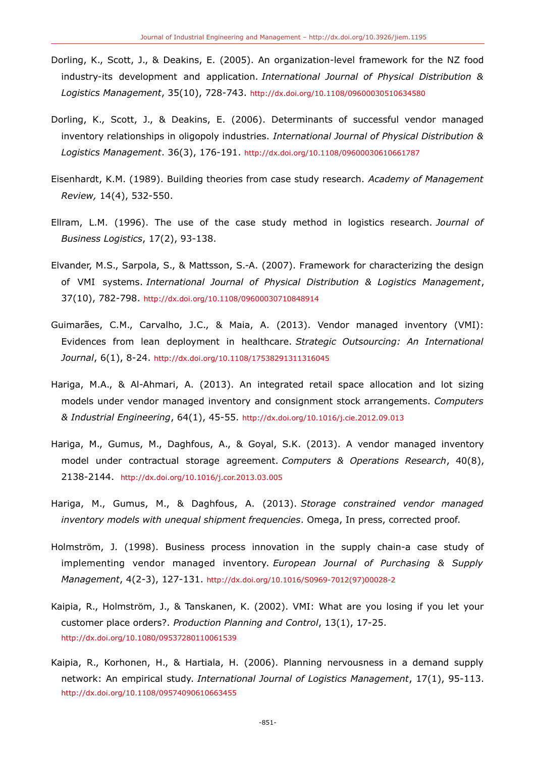Dorling, K., Scott, J., & Deakins, E. (2005). An organization-level framework for the NZ food industry-its development and application. *International Journal of Physical Distribution & Logistics Management*, 35(10), 728-743. http://dx.doi.org/10.1108/09600030510634580

Dorling, K., Scott, J., & Deakins, E. (2006). Determinants of successful vendor managed inventory relationships in oligopoly industries. *International Journal of Physical Distribution & Logistics Management*. 36(3), 176-191. http://dx.doi.org/10.1108/09600030610661787

Eisenhardt, K.M. (1989). Building theories from case study research. *Academy of Management Review,* 14(4), 532-550.

Ellram, L.M. (1996). The use of the case study method in logistics research. *Journal of Business Logistics*, 17(2), 93-138.

Elvander, M.S., Sarpola, S., & Mattsson, S.-A. (2007). Framework for characterizing the design of VMI systems. *International Journal of Physical Distribution & Logistics Management*, 37(10), 782-798. http://dx.doi.org/10.1108/09600030710848914

Guimarães, C.M., Carvalho, J.C., & Maia, A. (2013). Vendor managed inventory (VMI): Evidences from lean deployment in healthcare. *Strategic Outsourcing: An International Journal*, 6(1), 8-24. http://dx.doi.org/10.1108/17538291311316045

Hariga, M.A., & Al-Ahmari, A. (2013). An integrated retail space allocation and lot sizing models under vendor managed inventory and consignment stock arrangements. *Computers & Industrial Engineering*, 64(1), 45-55. http://dx.doi.org/10.1016/j.cie.2012.09.013

Hariga, M., Gumus, M., Daghfous, A., & Goyal, S.K. (2013). A vendor managed inventory model under contractual storage agreement. *Computers & Operations Research*, 40(8), 2138-2144. http://dx.doi.org/10.1016/j.cor.2013.03.005

Hariga, M., Gumus, M., & Daghfous, A. (2013). *Storage constrained vendor managed inventory models with unequal shipment frequencies*. Omega, In press, corrected proof.

Holmström, J. (1998). Business process innovation in the supply chain-a case study of implementing vendor managed inventory. *European Journal of Purchasing & Supply Management*, 4(2-3), 127-131. http://dx.doi.org/10.1016/S0969-7012(97)00028-2

Kaipia, R., Holmström, J., & Tanskanen, K. (2002). VMI: What are you losing if you let your customer place orders?. *Production Planning and Control*, 13(1), 17-25. http://dx.doi.org/10.1080/09537280110061539

Kaipia, R., Korhonen, H., & Hartiala, H. (2006). Planning nervousness in a demand supply network: An empirical study. *International Journal of Logistics Management*, 17(1), 95-113. http://dx.doi.org/10.1108/09574090610663455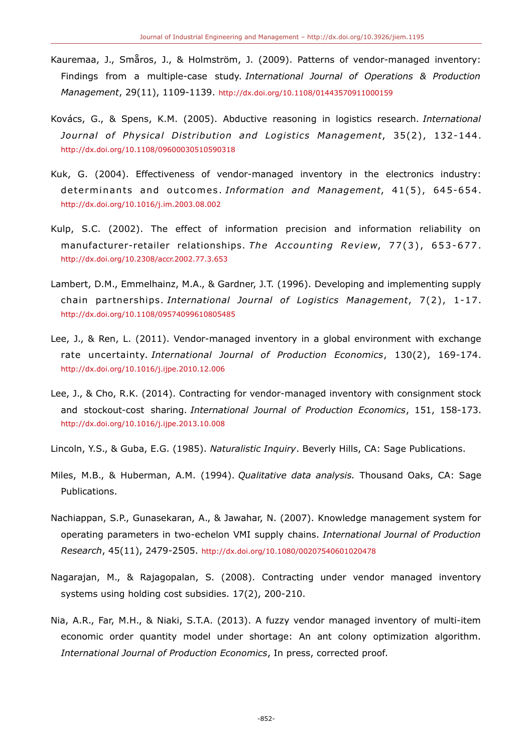Kauremaa, J., Småros, J., & Holmström, J. (2009). Patterns of vendor-managed inventory: Findings from a multiple-case study. *International Journal of Operations & Production Management*, 29(11), 1109-1139. http://dx.doi.org/10.1108/01443570911000159

Kovács, G., & Spens, K.M. (2005). Abductive reasoning in logistics research. *International Journal of Physical Distribution and Logistics Management*, 35(2), 132-144. http://dx.doi.org/10.1108/09600030510590318

Kuk, G. (2004). Effectiveness of vendor-managed inventory in the electronics industry: determinants and outcomes. *Information and Management*, 41(5), 645-654. http://dx.doi.org/10.1016/j.im.2003.08.002

Kulp, S.C. (2002). The effect of information precision and information reliability on manufacturer-retailer relationships. *The Accounting Review*, 77(3), 653-677. http://dx.doi.org/10.2308/accr.2002.77.3.653

Lambert, D.M., Emmelhainz, M.A., & Gardner, J.T. (1996). Developing and implementing supply chain partnerships. *International Journal of Logistics Management*, 7(2), 1-17. http://dx.doi.org/10.1108/09574099610805485

Lee, J., & Ren, L. (2011). Vendor-managed inventory in a global environment with exchange rate uncertainty. *International Journal of Production Economics*, 130(2), 169-174. http://dx.doi.org/10.1016/j.ijpe.2010.12.006

Lee, J., & Cho, R.K. (2014). Contracting for vendor-managed inventory with consignment stock and stockout-cost sharing. *International Journal of Production Economics*, 151, 158-173. http://dx.doi.org/10.1016/j.ijpe.2013.10.008

Lincoln, Y.S., & Guba, E.G. (1985). *Naturalistic Inquiry*. Beverly Hills, CA: Sage Publications.

Miles, M.B., & Huberman, A.M. (1994). *Qualitative data analysis.* Thousand Oaks, CA: Sage Publications.

Nachiappan, S.P., Gunasekaran, A., & Jawahar, N. (2007). Knowledge management system for operating parameters in two-echelon VMI supply chains. *International Journal of Production Research*, 45(11), 2479-2505. http://dx.doi.org/10.1080/00207540601020478

Nagarajan, M., & Rajagopalan, S. (2008). Contracting under vendor managed inventory systems using holding cost subsidies. 17(2), 200-210.

Nia, A.R., Far, M.H., & Niaki, S.T.A. (2013). A fuzzy vendor managed inventory of multi-item economic order quantity model under shortage: An ant colony optimization algorithm. *International Journal of Production Economics*, In press, corrected proof.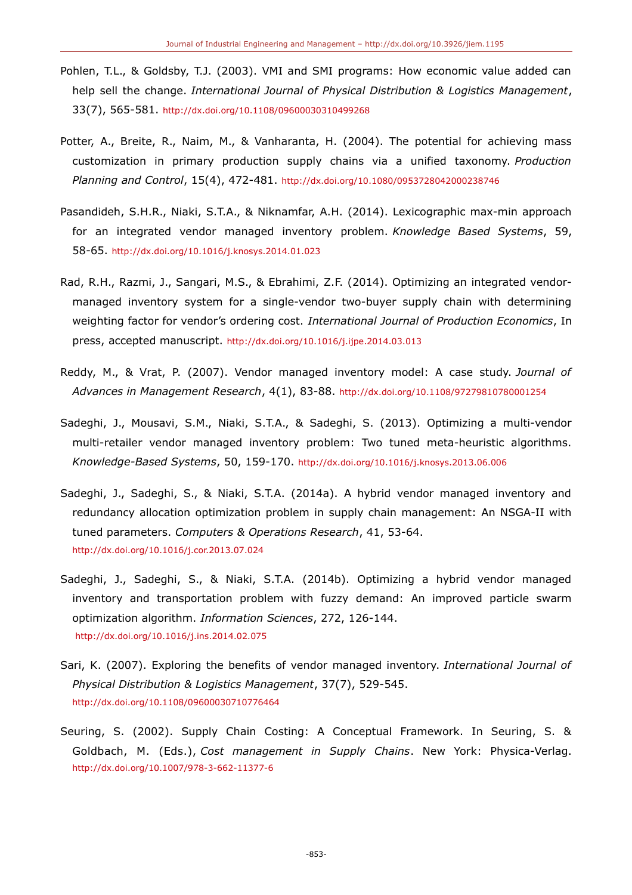Pohlen, T.L., & Goldsby, T.J. (2003). VMI and SMI programs: How economic value added can help sell the change. *International Journal of Physical Distribution & Logistics Management*, 33(7), 565-581. http://dx.doi.org/10.1108/09600030310499268

Potter, A., Breite, R., Naim, M., & Vanharanta, H. (2004). The potential for achieving mass customization in primary production supply chains via a unified taxonomy. *Production Planning and Control*, 15(4), 472-481. http://dx.doi.org/10.1080/0953728042000238746

Pasandideh, S.H.R., Niaki, S.T.A., & Niknamfar, A.H. (2014). Lexicographic max-min approach for an integrated vendor managed inventory problem. *Knowledge Based Systems*, 59, 58-65. http://dx.doi.org/10.1016/j.knosys.2014.01.023

Rad, R.H., Razmi, J., Sangari, M.S., & Ebrahimi, Z.F. (2014). Optimizing an integrated vendor-managed inventory system for a single-vendor two-buyer supply chain with determining weighting factor for vendor's ordering cost. *International Journal of Production Economics*, In press, accepted manuscript. http://dx.doi.org/10.1016/j.ijpe.2014.03.013

Reddy, M., & Vrat, P. (2007). Vendor managed inventory model: A case study. *Journal of Advances in Management Research*, 4(1), 83-88. http://dx.doi.org/10.1108/97279810780001254

Sadeghi, J., Mousavi, S.M., Niaki, S.T.A., & Sadeghi, S. (2013). Optimizing a multi-vendor multi-retailer vendor managed inventory problem: Two tuned meta-heuristic algorithms. *Knowledge-Based Systems*, 50, 159-170. http://dx.doi.org/10.1016/j.knosys.2013.06.006

Sadeghi, J., Sadeghi, S., & Niaki, S.T.A. (2014a). A hybrid vendor managed inventory and redundancy allocation optimization problem in supply chain management: An NSGA-II with tuned parameters. *Computers & Operations Research*, 41, 53-64. http://dx.doi.org/10.1016/j.cor.2013.07.024

Sadeghi, J., Sadeghi, S., & Niaki, S.T.A. (2014b). Optimizing a hybrid vendor managed inventory and transportation problem with fuzzy demand: An improved particle swarm optimization algorithm. *Information Sciences*, 272, 126-144. http://dx.doi.org/10.1016/j.ins.2014.02.075

Sari, K. (2007). Exploring the benefits of vendor managed inventory. *International Journal of Physical Distribution & Logistics Management*, 37(7), 529-545. http://dx.doi.org/10.1108/09600030710776464

Seuring, S. (2002). Supply Chain Costing: A Conceptual Framework. In Seuring, S. & Goldbach, M. (Eds.), *Cost management in Supply Chains*. New York: Physica-Verlag. http://dx.doi.org/10.1007/978-3-662-11377-6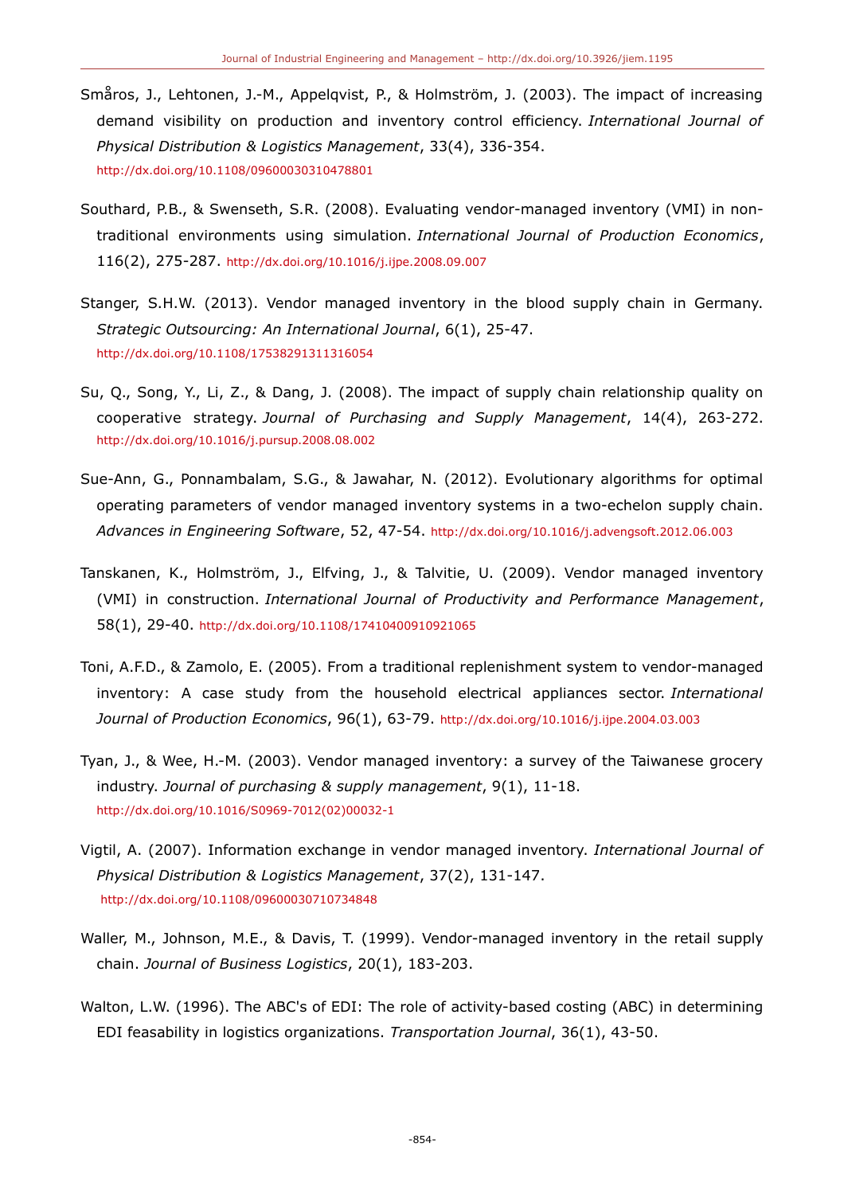Småros, J., Lehtonen, J.-M., Appelqvist, P., & Holmström, J. (2003). The impact of increasing demand visibility on production and inventory control efficiency. *International Journal of Physical Distribution & Logistics Management*, 33(4), 336-354. http://dx.doi.org/10.1108/09600030310478801

Southard, P.B., & Swenseth, S.R. (2008). Evaluating vendor-managed inventory (VMI) in non-traditional environments using simulation. *International Journal of Production Economics*, 116(2), 275-287. http://dx.doi.org/10.1016/j.ijpe.2008.09.007

Stanger, S.H.W. (2013). Vendor managed inventory in the blood supply chain in Germany. *Strategic Outsourcing: An International Journal*, 6(1), 25-47. http://dx.doi.org/10.1108/17538291311316054

Su, Q., Song, Y., Li, Z., & Dang, J. (2008). The impact of supply chain relationship quality on cooperative strategy. *Journal of Purchasing and Supply Management*, 14(4), 263-272. http://dx.doi.org/10.1016/j.pursup.2008.08.002

Sue-Ann, G., Ponnambalam, S.G., & Jawahar, N. (2012). Evolutionary algorithms for optimal operating parameters of vendor managed inventory systems in a two-echelon supply chain. *Advances in Engineering Software*, 52, 47-54. http://dx.doi.org/10.1016/j.advengsoft.2012.06.003

Tanskanen, K., Holmström, J., Elfving, J., & Talvitie, U. (2009). Vendor managed inventory (VMI) in construction. *International Journal of Productivity and Performance Management*, 58(1), 29-40. http://dx.doi.org/10.1108/17410400910921065

Toni, A.F.D., & Zamolo, E. (2005). From a traditional replenishment system to vendor-managed inventory: A case study from the household electrical appliances sector. *International Journal of Production Economics*, 96(1), 63-79. http://dx.doi.org/10.1016/j.ijpe.2004.03.003

Tyan, J., & Wee, H.-M. (2003). Vendor managed inventory: a survey of the Taiwanese grocery industry. *Journal of purchasing & supply management*, 9(1), 11-18. http://dx.doi.org/10.1016/S0969-7012(02)00032-1

Vigtil, A. (2007). Information exchange in vendor managed inventory. *International Journal of Physical Distribution & Logistics Management*, 37(2), 131-147. http://dx.doi.org/10.1108/09600030710734848

Waller, M., Johnson, M.E., & Davis, T. (1999). Vendor-managed inventory in the retail supply chain. *Journal of Business Logistics*, 20(1), 183-203.

Walton, L.W. (1996). The ABC's of EDI: The role of activity-based costing (ABC) in determining EDI feasability in logistics organizations. *Transportation Journal*, 36(1), 43-50.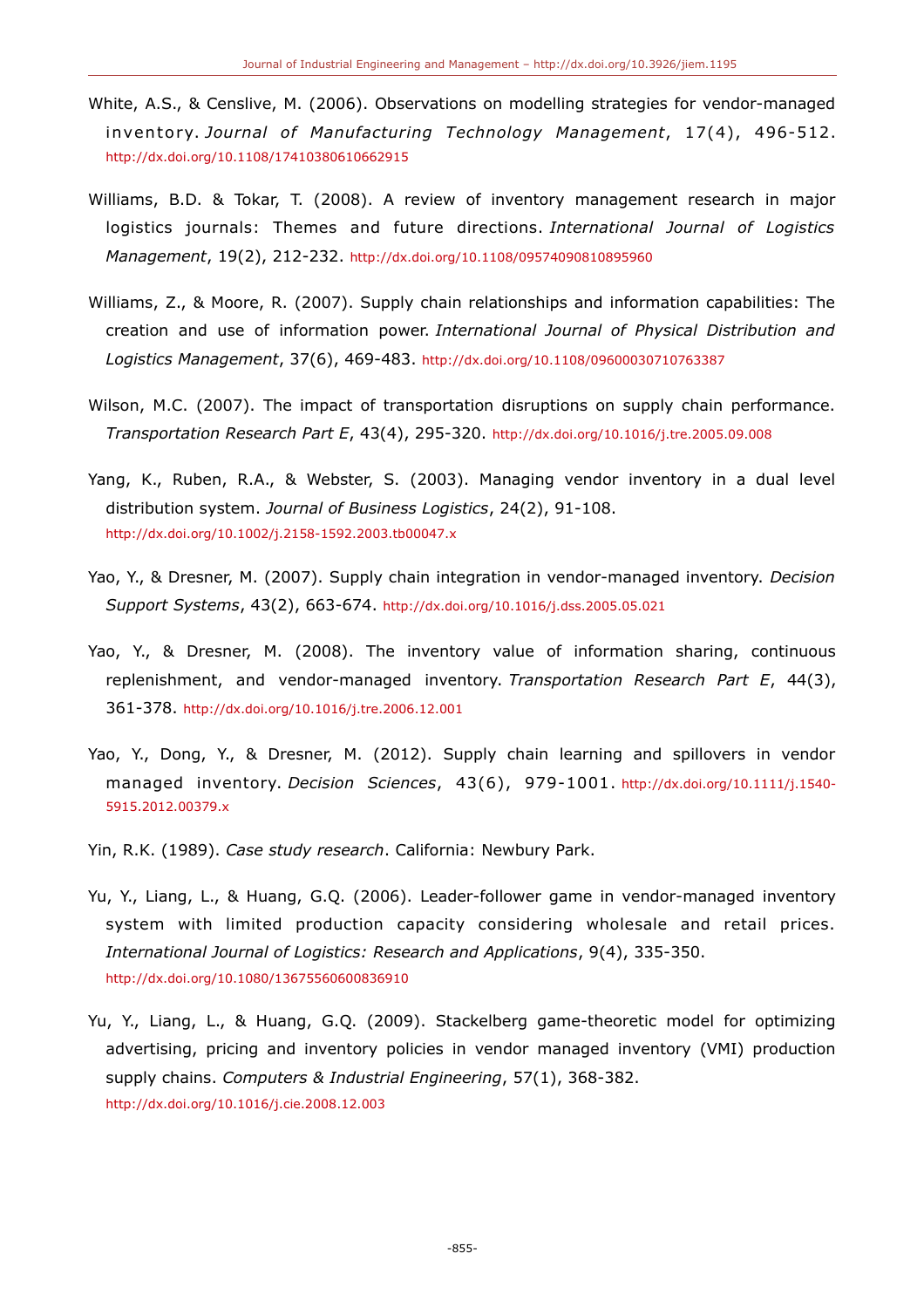White, A.S., & Censlive, M. (2006). Observations on modelling strategies for vendor-managed inventory. *Journal of Manufacturing Technology Management*, 17(4), 496-512. http://dx.doi.org/10.1108/17410380610662915

Williams, B.D. & Tokar, T. (2008). A review of inventory management research in major logistics journals: Themes and future directions. *International Journal of Logistics Management*, 19(2), 212-232. http://dx.doi.org/10.1108/09574090810895960

Williams, Z., & Moore, R. (2007). Supply chain relationships and information capabilities: The creation and use of information power. *International Journal of Physical Distribution and Logistics Management*, 37(6), 469-483. http://dx.doi.org/10.1108/09600030710763387

Wilson, M.C. (2007). The impact of transportation disruptions on supply chain performance. *Transportation Research Part E*, 43(4), 295-320. http://dx.doi.org/10.1016/j.tre.2005.09.008

Yang, K., Ruben, R.A., & Webster, S. (2003). Managing vendor inventory in a dual level distribution system. *Journal of Business Logistics*, 24(2), 91-108. http://dx.doi.org/10.1002/j.2158-1592.2003.tb00047.x

Yao, Y., & Dresner, M. (2007). Supply chain integration in vendor-managed inventory. *Decision Support Systems*, 43(2), 663-674. http://dx.doi.org/10.1016/j.dss.2005.05.021

Yao, Y., & Dresner, M. (2008). The inventory value of information sharing, continuous replenishment, and vendor-managed inventory. *Transportation Research Part E*, 44(3), 361-378. http://dx.doi.org/10.1016/j.tre.2006.12.001

Yao, Y., Dong, Y., & Dresner, M. (2012). Supply chain learning and spillovers in vendor managed inventory. *Decision Sciences*, 43(6), 979-1001. http://dx.doi.org/10.1111/j.1540-5915.2012.00379.x

Yin, R.K. (1989). *Case study research*. California: Newbury Park.

Yu, Y., Liang, L., & Huang, G.Q. (2006). Leader-follower game in vendor-managed inventory system with limited production capacity considering wholesale and retail prices. *International Journal of Logistics: Research and Applications*, 9(4), 335-350. http://dx.doi.org/10.1080/13675560600836910

Yu, Y., Liang, L., & Huang, G.Q. (2009). Stackelberg game-theoretic model for optimizing advertising, pricing and inventory policies in vendor managed inventory (VMI) production supply chains. *Computers & Industrial Engineering*, 57(1), 368-382. http://dx.doi.org/10.1016/j.cie.2008.12.003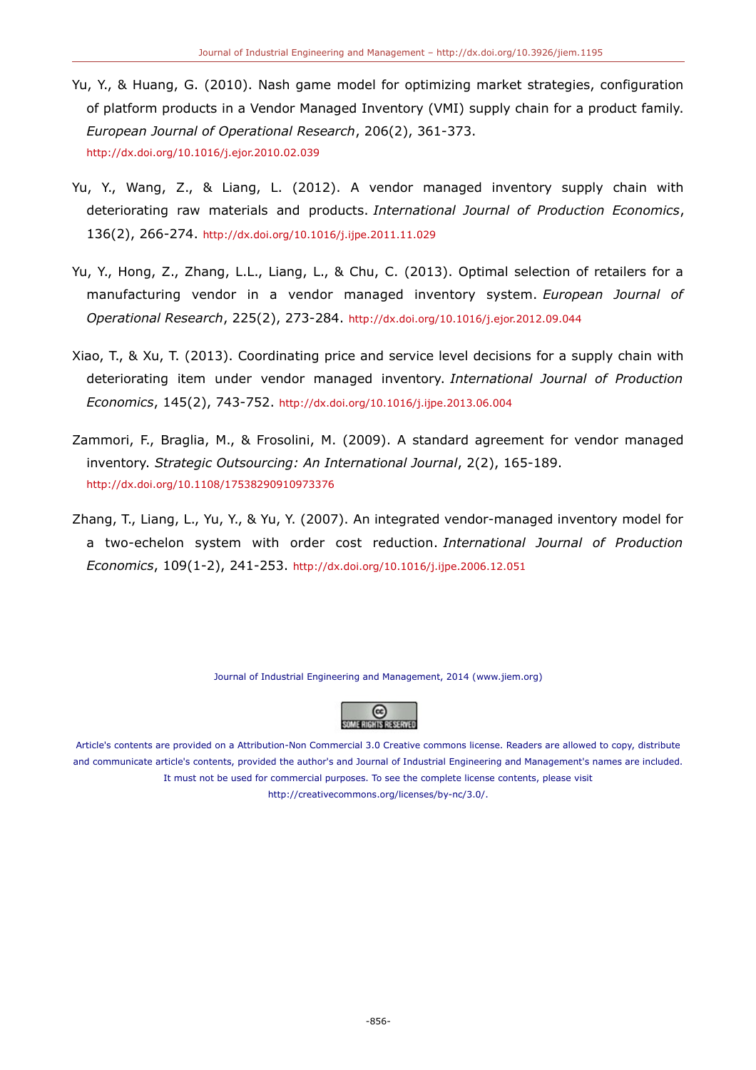Yu, Y., & Huang, G. (2010). Nash game model for optimizing market strategies, configuration of platform products in a Vendor Managed Inventory (VMI) supply chain for a product family. *European Journal of Operational Research*, 206(2), 361-373. http://dx.doi.org/10.1016/j.ejor.2010.02.039

Yu, Y., Wang, Z., & Liang, L. (2012). A vendor managed inventory supply chain with deteriorating raw materials and products. *International Journal of Production Economics*, 136(2), 266-274. http://dx.doi.org/10.1016/j.ijpe.2011.11.029

Yu, Y., Hong, Z., Zhang, L.L., Liang, L., & Chu, C. (2013). Optimal selection of retailers for a manufacturing vendor in a vendor managed inventory system. *European Journal of Operational Research*, 225(2), 273-284. http://dx.doi.org/10.1016/j.ejor.2012.09.044

Xiao, T., & Xu, T. (2013). Coordinating price and service level decisions for a supply chain with deteriorating item under vendor managed inventory. *International Journal of Production Economics*, 145(2), 743-752. http://dx.doi.org/10.1016/j.ijpe.2013.06.004

Zammori, F., Braglia, M., & Frosolini, M. (2009). A standard agreement for vendor managed inventory. *Strategic Outsourcing: An International Journal*, 2(2), 165-189. http://dx.doi.org/10.1108/17538290910973376

Zhang, T., Liang, L., Yu, Y., & Yu, Y. (2007). An integrated vendor-managed inventory model for a two-echelon system with order cost reduction. *International Journal of Production Economics*, 109(1-2), 241-253. http://dx.doi.org/10.1016/j.ijpe.2006.12.051

Journal of Industrial Engineering and Management, 2014 (www.jiem.org)

Article's contents are provided on a Attribution-Non Commercial 3.0 Creative commons license. Readers are allowed to copy, distribute and communicate article's contents, provided the author's and Journal of Industrial Engineering and Management's names are included. It must not be used for commercial purposes. To see the complete license contents, please visit http://creativecommons.org/licenses/by-nc/3.0/.